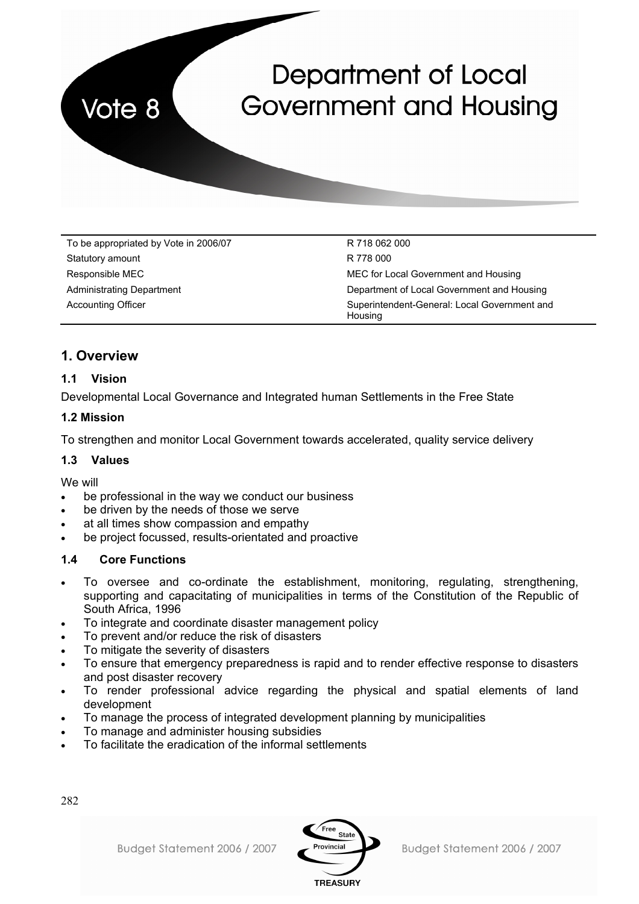# Vote 8

# Department of Local Government and Housing

| | |
|---|---|
| To be appropriated by Vote in 2006/07 | R 718 062 000 |
| Statutory amount | R 778 000 |
| Responsible MEC | MEC for Local Government and Housing |
| Administrating Department | Department of Local Government and Housing |
| Accounting Officer | Superintendent-General: Local Government and Housing |

## 1. Overview

### 1.1 Vision

Developmental Local Governance and Integrated human Settlements in the Free State

### 1.2 Mission

To strengthen and monitor Local Government towards accelerated, quality service delivery

### 1.3 Values

We will

- be professional in the way we conduct our business
- be driven by the needs of those we serve
- at all times show compassion and empathy
- be project focussed, results-orientated and proactive

### 1.4 Core Functions

- To oversee and co-ordinate the establishment, monitoring, regulating, strengthening, supporting and capacitating of municipalities in terms of the Constitution of the Republic of South Africa, 1996
- To integrate and coordinate disaster management policy
- To prevent and/or reduce the risk of disasters
- To mitigate the severity of disasters
- To ensure that emergency preparedness is rapid and to render effective response to disasters and post disaster recovery
- To render professional advice regarding the physical and spatial elements of land development
- To manage the process of integrated development planning by municipalities
- To manage and administer housing subsidies
- To facilitate the eradication of the informal settlements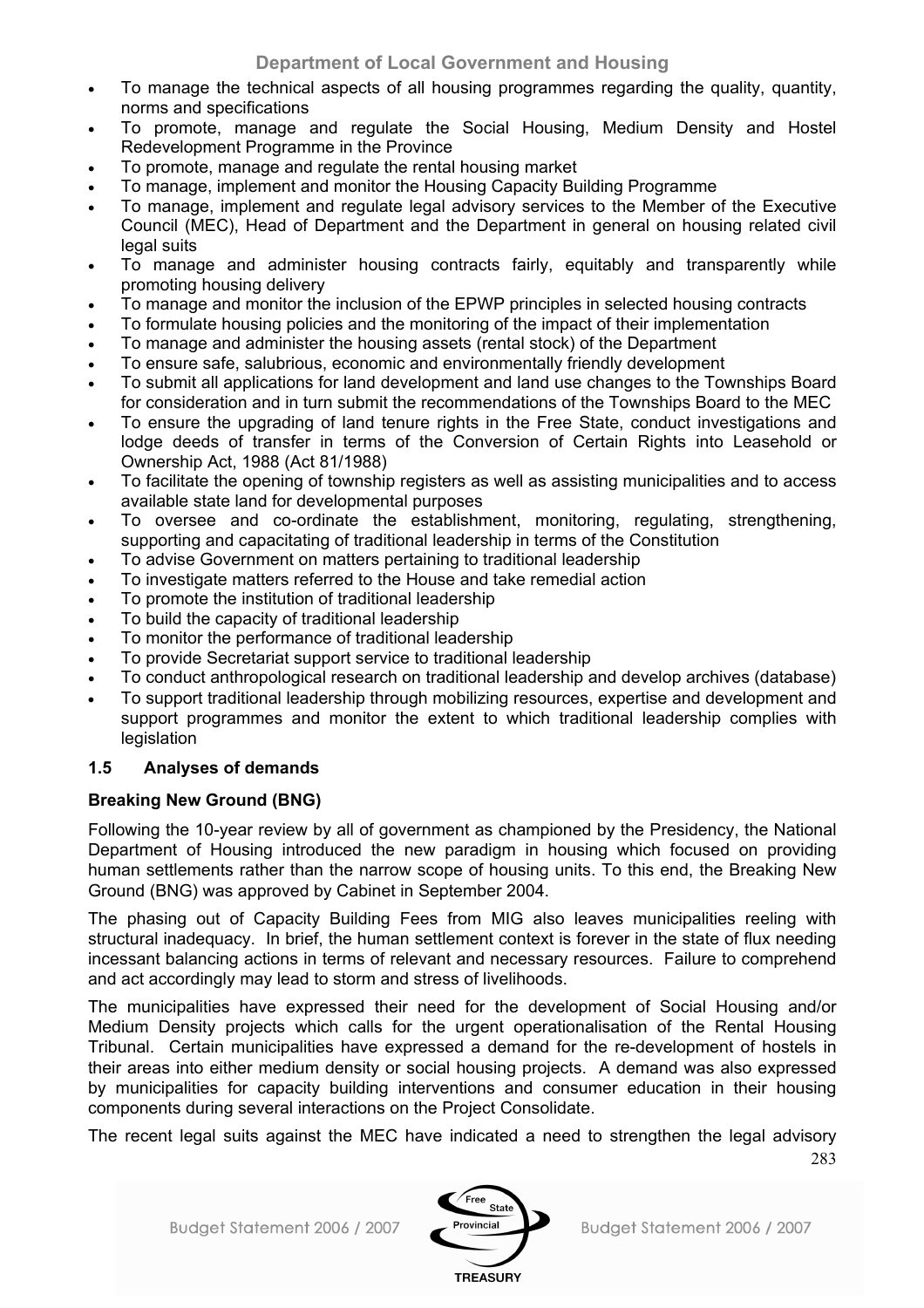- To manage the technical aspects of all housing programmes regarding the quality, quantity, norms and specifications
- To promote, manage and regulate the Social Housing, Medium Density and Hostel Redevelopment Programme in the Province
- To promote, manage and regulate the rental housing market
- To manage, implement and monitor the Housing Capacity Building Programme
- To manage, implement and regulate legal advisory services to the Member of the Executive Council (MEC), Head of Department and the Department in general on housing related civil legal suits
- To manage and administer housing contracts fairly, equitably and transparently while promoting housing delivery
- To manage and monitor the inclusion of the EPWP principles in selected housing contracts
- To formulate housing policies and the monitoring of the impact of their implementation
- To manage and administer the housing assets (rental stock) of the Department
- To ensure safe, salubrious, economic and environmentally friendly development
- To submit all applications for land development and land use changes to the Townships Board for consideration and in turn submit the recommendations of the Townships Board to the MEC
- To ensure the upgrading of land tenure rights in the Free State, conduct investigations and lodge deeds of transfer in terms of the Conversion of Certain Rights into Leasehold or Ownership Act, 1988 (Act 81/1988)
- To facilitate the opening of township registers as well as assisting municipalities and to access available state land for developmental purposes
- To oversee and co-ordinate the establishment, monitoring, regulating, strengthening, supporting and capacitating of traditional leadership in terms of the Constitution
- To advise Government on matters pertaining to traditional leadership
- To investigate matters referred to the House and take remedial action
- To promote the institution of traditional leadership
- To build the capacity of traditional leadership
- To monitor the performance of traditional leadership
- To provide Secretariat support service to traditional leadership
- To conduct anthropological research on traditional leadership and develop archives (database)
- To support traditional leadership through mobilizing resources, expertise and development and support programmes and monitor the extent to which traditional leadership complies with legislation

### 1.5 Analyses of demands

**Breaking New Ground (BNG)**

Following the 10-year review by all of government as championed by the Presidency, the National Department of Housing introduced the new paradigm in housing which focused on providing human settlements rather than the narrow scope of housing units. To this end, the Breaking New Ground (BNG) was approved by Cabinet in September 2004.

The phasing out of Capacity Building Fees from MIG also leaves municipalities reeling with structural inadequacy. In brief, the human settlement context is forever in the state of flux needing incessant balancing actions in terms of relevant and necessary resources. Failure to comprehend and act accordingly may lead to storm and stress of livelihoods.

The municipalities have expressed their need for the development of Social Housing and/or Medium Density projects which calls for the urgent operationalisation of the Rental Housing Tribunal. Certain municipalities have expressed a demand for the re-development of hostels in their areas into either medium density or social housing projects. A demand was also expressed by municipalities for capacity building interventions and consumer education in their housing components during several interactions on the Project Consolidate.

The recent legal suits against the MEC have indicated a need to strengthen the legal advisory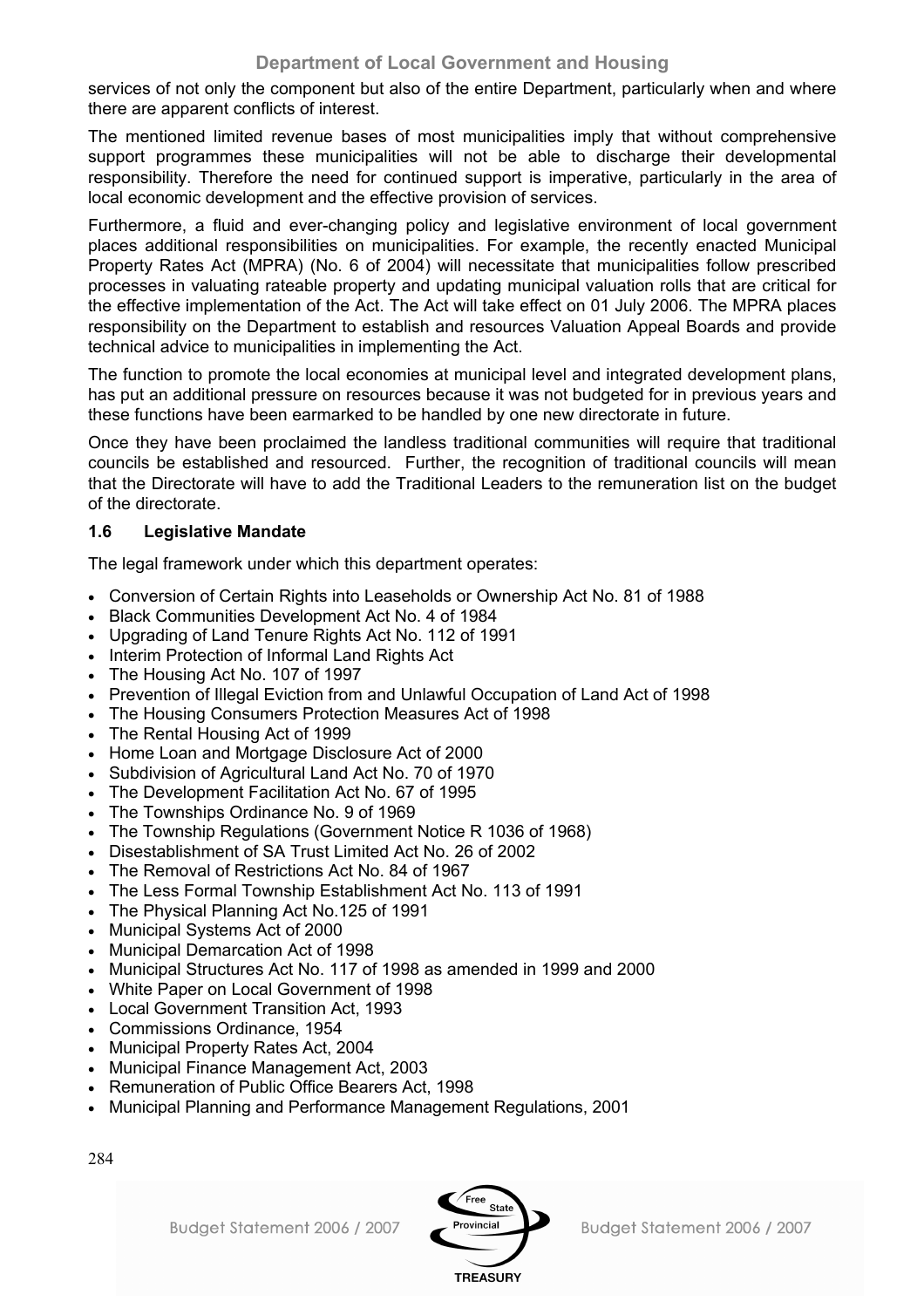services of not only the component but also of the entire Department, particularly when and where there are apparent conflicts of interest.

The mentioned limited revenue bases of most municipalities imply that without comprehensive support programmes these municipalities will not be able to discharge their developmental responsibility. Therefore the need for continued support is imperative, particularly in the area of local economic development and the effective provision of services.

Furthermore, a fluid and ever-changing policy and legislative environment of local government places additional responsibilities on municipalities. For example, the recently enacted Municipal Property Rates Act (MPRA) (No. 6 of 2004) will necessitate that municipalities follow prescribed processes in valuating rateable property and updating municipal valuation rolls that are critical for the effective implementation of the Act. The Act will take effect on 01 July 2006. The MPRA places responsibility on the Department to establish and resources Valuation Appeal Boards and provide technical advice to municipalities in implementing the Act.

The function to promote the local economies at municipal level and integrated development plans, has put an additional pressure on resources because it was not budgeted for in previous years and these functions have been earmarked to be handled by one new directorate in future.

Once they have been proclaimed the landless traditional communities will require that traditional councils be established and resourced. Further, the recognition of traditional councils will mean that the Directorate will have to add the Traditional Leaders to the remuneration list on the budget of the directorate.

### 1.6 Legislative Mandate

The legal framework under which this department operates:

- Conversion of Certain Rights into Leaseholds or Ownership Act No. 81 of 1988
- Black Communities Development Act No. 4 of 1984
- Upgrading of Land Tenure Rights Act No. 112 of 1991
- Interim Protection of Informal Land Rights Act
- The Housing Act No. 107 of 1997
- Prevention of Illegal Eviction from and Unlawful Occupation of Land Act of 1998
- The Housing Consumers Protection Measures Act of 1998
- The Rental Housing Act of 1999
- Home Loan and Mortgage Disclosure Act of 2000
- Subdivision of Agricultural Land Act No. 70 of 1970
- The Development Facilitation Act No. 67 of 1995
- The Townships Ordinance No. 9 of 1969
- The Township Regulations (Government Notice R 1036 of 1968)
- Disestablishment of SA Trust Limited Act No. 26 of 2002
- The Removal of Restrictions Act No. 84 of 1967
- The Less Formal Township Establishment Act No. 113 of 1991
- The Physical Planning Act No.125 of 1991
- Municipal Systems Act of 2000
- Municipal Demarcation Act of 1998
- Municipal Structures Act No. 117 of 1998 as amended in 1999 and 2000
- White Paper on Local Government of 1998
- Local Government Transition Act, 1993
- Commissions Ordinance, 1954
- Municipal Property Rates Act, 2004
- Municipal Finance Management Act, 2003
- Remuneration of Public Office Bearers Act, 1998
- Municipal Planning and Performance Management Regulations, 2001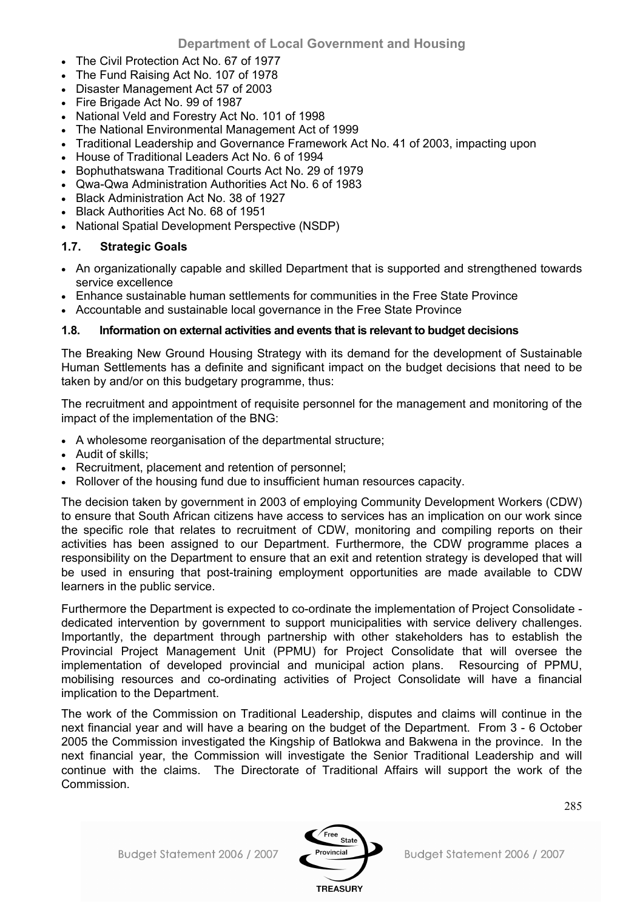- The Civil Protection Act No. 67 of 1977
- The Fund Raising Act No. 107 of 1978
- Disaster Management Act 57 of 2003
- Fire Brigade Act No. 99 of 1987
- National Veld and Forestry Act No. 101 of 1998
- The National Environmental Management Act of 1999
- Traditional Leadership and Governance Framework Act No. 41 of 2003, impacting upon
- House of Traditional Leaders Act No. 6 of 1994
- Bophuthatswana Traditional Courts Act No. 29 of 1979
- Qwa-Qwa Administration Authorities Act No. 6 of 1983
- Black Administration Act No. 38 of 1927
- Black Authorities Act No. 68 of 1951
- National Spatial Development Perspective (NSDP)

### 1.7. Strategic Goals

- An organizationally capable and skilled Department that is supported and strengthened towards service excellence
- Enhance sustainable human settlements for communities in the Free State Province
- Accountable and sustainable local governance in the Free State Province

#### 1.8. Information on external activities and events that is relevant to budget decisions

The Breaking New Ground Housing Strategy with its demand for the development of Sustainable Human Settlements has a definite and significant impact on the budget decisions that need to be taken by and/or on this budgetary programme, thus:

The recruitment and appointment of requisite personnel for the management and monitoring of the impact of the implementation of the BNG:

- A wholesome reorganisation of the departmental structure;
- Audit of skills;
- Recruitment, placement and retention of personnel;
- Rollover of the housing fund due to insufficient human resources capacity.

The decision taken by government in 2003 of employing Community Development Workers (CDW) to ensure that South African citizens have access to services has an implication on our work since the specific role that relates to recruitment of CDW, monitoring and compiling reports on their activities has been assigned to our Department. Furthermore, the CDW programme places a responsibility on the Department to ensure that an exit and retention strategy is developed that will be used in ensuring that post-training employment opportunities are made available to CDW learners in the public service.

Furthermore the Department is expected to co-ordinate the implementation of Project Consolidate - dedicated intervention by government to support municipalities with service delivery challenges. Importantly, the department through partnership with other stakeholders has to establish the Provincial Project Management Unit (PPMU) for Project Consolidate that will oversee the implementation of developed provincial and municipal action plans. Resourcing of PPMU, mobilising resources and co-ordinating activities of Project Consolidate will have a financial implication to the Department.

The work of the Commission on Traditional Leadership, disputes and claims will continue in the next financial year and will have a bearing on the budget of the Department. From 3 - 6 October 2005 the Commission investigated the Kingship of Batlokwa and Bakwena in the province. In the next financial year, the Commission will investigate the Senior Traditional Leadership and will continue with the claims. The Directorate of Traditional Affairs will support the work of the Commission.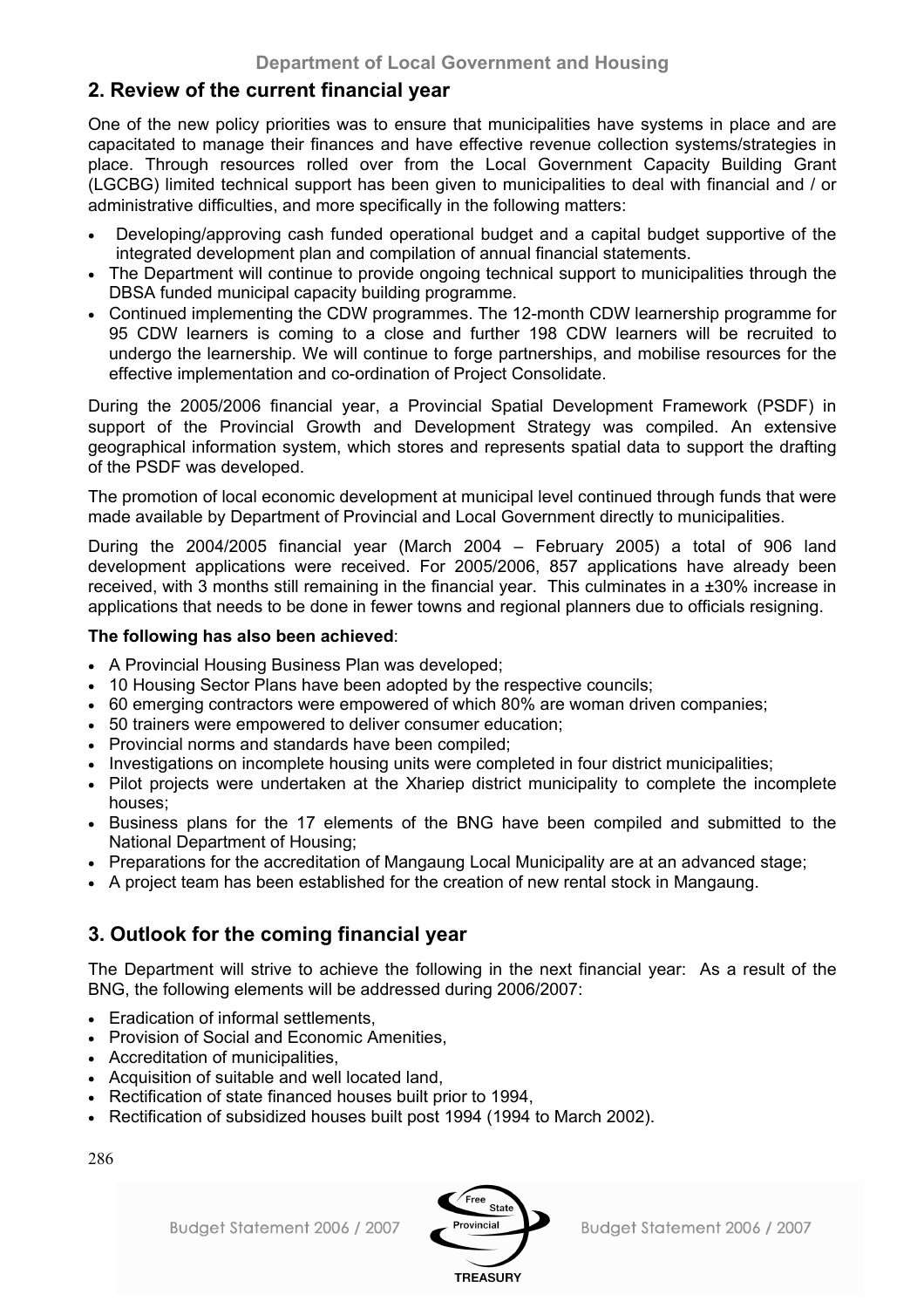## 2. Review of the current financial year

One of the new policy priorities was to ensure that municipalities have systems in place and are capacitated to manage their finances and have effective revenue collection systems/strategies in place. Through resources rolled over from the Local Government Capacity Building Grant (LGCBG) limited technical support has been given to municipalities to deal with financial and / or administrative difficulties, and more specifically in the following matters:

- Developing/approving cash funded operational budget and a capital budget supportive of the integrated development plan and compilation of annual financial statements.
- The Department will continue to provide ongoing technical support to municipalities through the DBSA funded municipal capacity building programme.
- Continued implementing the CDW programmes. The 12-month CDW learnership programme for 95 CDW learners is coming to a close and further 198 CDW learners will be recruited to undergo the learnership. We will continue to forge partnerships, and mobilise resources for the effective implementation and co-ordination of Project Consolidate.

During the 2005/2006 financial year, a Provincial Spatial Development Framework (PSDF) in support of the Provincial Growth and Development Strategy was compiled. An extensive geographical information system, which stores and represents spatial data to support the drafting of the PSDF was developed.

The promotion of local economic development at municipal level continued through funds that were made available by Department of Provincial and Local Government directly to municipalities.

During the 2004/2005 financial year (March 2004 – February 2005) a total of 906 land development applications were received. For 2005/2006, 857 applications have already been received, with 3 months still remaining in the financial year. This culminates in a ±30% increase in applications that needs to be done in fewer towns and regional planners due to officials resigning.

**The following has also been achieved**:

- A Provincial Housing Business Plan was developed;
- 10 Housing Sector Plans have been adopted by the respective councils;
- 60 emerging contractors were empowered of which 80% are woman driven companies;
- 50 trainers were empowered to deliver consumer education;
- Provincial norms and standards have been compiled;
- Investigations on incomplete housing units were completed in four district municipalities;
- Pilot projects were undertaken at the Xhariep district municipality to complete the incomplete houses;
- Business plans for the 17 elements of the BNG have been compiled and submitted to the National Department of Housing;
- Preparations for the accreditation of Mangaung Local Municipality are at an advanced stage;
- A project team has been established for the creation of new rental stock in Mangaung.

## 3. Outlook for the coming financial year

The Department will strive to achieve the following in the next financial year: As a result of the BNG, the following elements will be addressed during 2006/2007:

- Eradication of informal settlements,
- Provision of Social and Economic Amenities,
- Accreditation of municipalities,
- Acquisition of suitable and well located land,
- Rectification of state financed houses built prior to 1994,
- Rectification of subsidized houses built post 1994 (1994 to March 2002).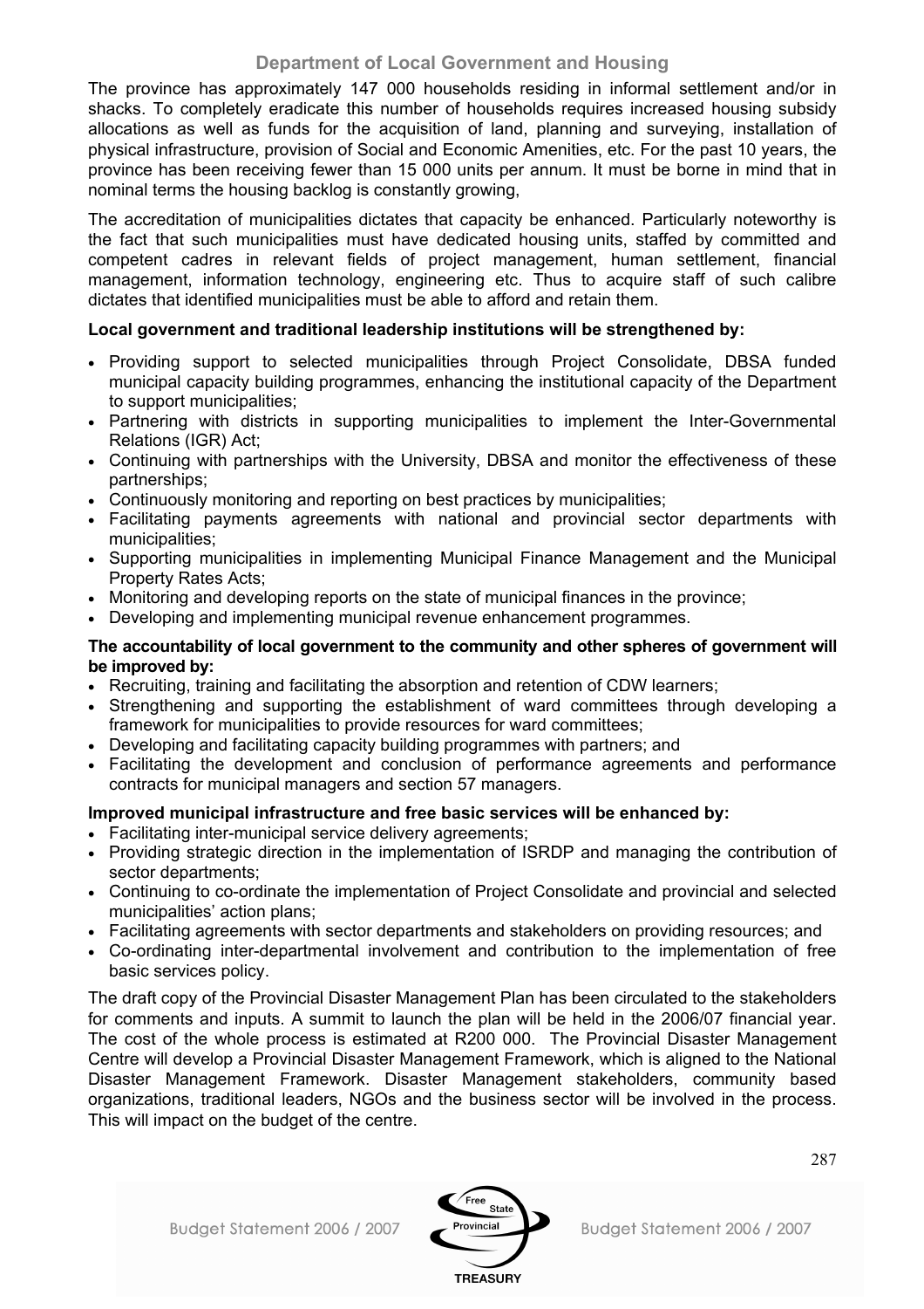The province has approximately 147 000 households residing in informal settlement and/or in shacks. To completely eradicate this number of households requires increased housing subsidy allocations as well as funds for the acquisition of land, planning and surveying, installation of physical infrastructure, provision of Social and Economic Amenities, etc. For the past 10 years, the province has been receiving fewer than 15 000 units per annum. It must be borne in mind that in nominal terms the housing backlog is constantly growing,

The accreditation of municipalities dictates that capacity be enhanced. Particularly noteworthy is the fact that such municipalities must have dedicated housing units, staffed by committed and competent cadres in relevant fields of project management, human settlement, financial management, information technology, engineering etc. Thus to acquire staff of such calibre dictates that identified municipalities must be able to afford and retain them.

**Local government and traditional leadership institutions will be strengthened by:**

- Providing support to selected municipalities through Project Consolidate, DBSA funded municipal capacity building programmes, enhancing the institutional capacity of the Department to support municipalities;
- Partnering with districts in supporting municipalities to implement the Inter-Governmental Relations (IGR) Act;
- Continuing with partnerships with the University, DBSA and monitor the effectiveness of these partnerships;
- Continuously monitoring and reporting on best practices by municipalities;
- Facilitating payments agreements with national and provincial sector departments with municipalities;
- Supporting municipalities in implementing Municipal Finance Management and the Municipal Property Rates Acts;
- Monitoring and developing reports on the state of municipal finances in the province;
- Developing and implementing municipal revenue enhancement programmes.

**The accountability of local government to the community and other spheres of government will be improved by:**

- Recruiting, training and facilitating the absorption and retention of CDW learners;
- Strengthening and supporting the establishment of ward committees through developing a framework for municipalities to provide resources for ward committees;
- Developing and facilitating capacity building programmes with partners; and
- Facilitating the development and conclusion of performance agreements and performance contracts for municipal managers and section 57 managers.

**Improved municipal infrastructure and free basic services will be enhanced by:**

- Facilitating inter-municipal service delivery agreements;
- Providing strategic direction in the implementation of ISRDP and managing the contribution of sector departments;
- Continuing to co-ordinate the implementation of Project Consolidate and provincial and selected municipalities' action plans;
- Facilitating agreements with sector departments and stakeholders on providing resources; and
- Co-ordinating inter-departmental involvement and contribution to the implementation of free basic services policy.

The draft copy of the Provincial Disaster Management Plan has been circulated to the stakeholders for comments and inputs. A summit to launch the plan will be held in the 2006/07 financial year. The cost of the whole process is estimated at R200 000. The Provincial Disaster Management Centre will develop a Provincial Disaster Management Framework, which is aligned to the National Disaster Management Framework. Disaster Management stakeholders, community based organizations, traditional leaders, NGOs and the business sector will be involved in the process. This will impact on the budget of the centre.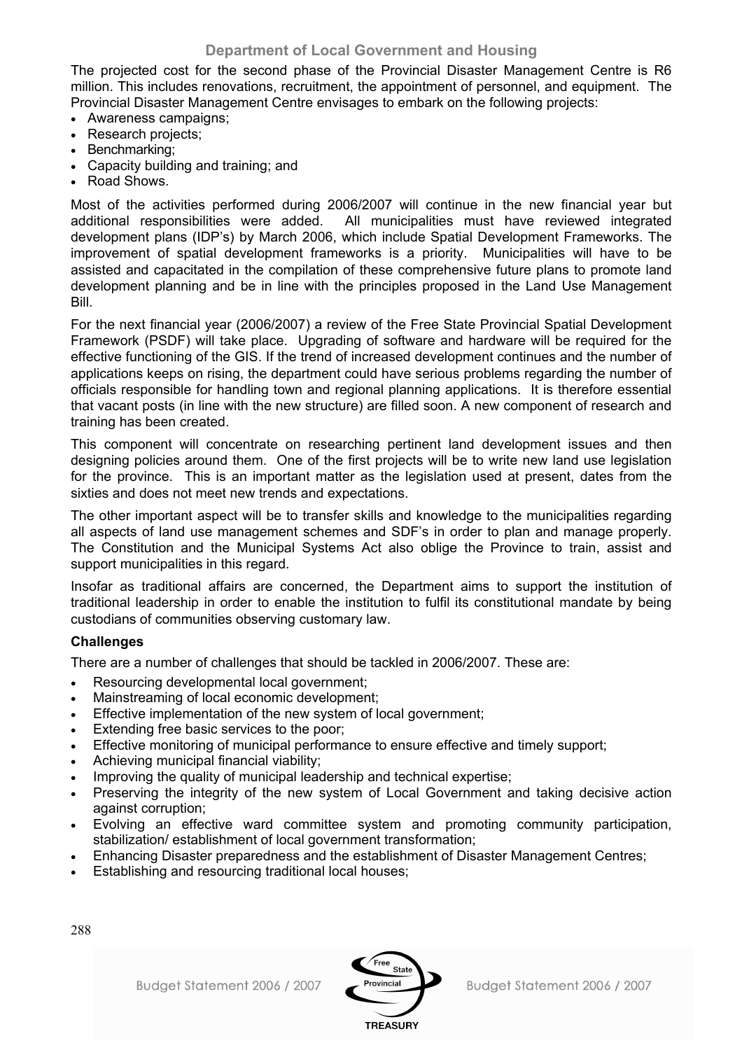The projected cost for the second phase of the Provincial Disaster Management Centre is R6 million. This includes renovations, recruitment, the appointment of personnel, and equipment. The Provincial Disaster Management Centre envisages to embark on the following projects:

- Awareness campaigns;
- Research projects;
- Benchmarking;
- Capacity building and training; and
- Road Shows.

Most of the activities performed during 2006/2007 will continue in the new financial year but additional responsibilities were added. All municipalities must have reviewed integrated development plans (IDP's) by March 2006, which include Spatial Development Frameworks. The improvement of spatial development frameworks is a priority. Municipalities will have to be assisted and capacitated in the compilation of these comprehensive future plans to promote land development planning and be in line with the principles proposed in the Land Use Management Bill.

For the next financial year (2006/2007) a review of the Free State Provincial Spatial Development Framework (PSDF) will take place. Upgrading of software and hardware will be required for the effective functioning of the GIS. If the trend of increased development continues and the number of applications keeps on rising, the department could have serious problems regarding the number of officials responsible for handling town and regional planning applications. It is therefore essential that vacant posts (in line with the new structure) are filled soon. A new component of research and training has been created.

This component will concentrate on researching pertinent land development issues and then designing policies around them. One of the first projects will be to write new land use legislation for the province. This is an important matter as the legislation used at present, dates from the sixties and does not meet new trends and expectations.

The other important aspect will be to transfer skills and knowledge to the municipalities regarding all aspects of land use management schemes and SDF's in order to plan and manage properly. The Constitution and the Municipal Systems Act also oblige the Province to train, assist and support municipalities in this regard.

Insofar as traditional affairs are concerned, the Department aims to support the institution of traditional leadership in order to enable the institution to fulfil its constitutional mandate by being custodians of communities observing customary law.

**Challenges**

There are a number of challenges that should be tackled in 2006/2007. These are:

- Resourcing developmental local government;
- Mainstreaming of local economic development;
- Effective implementation of the new system of local government;
- Extending free basic services to the poor;
- Effective monitoring of municipal performance to ensure effective and timely support;
- Achieving municipal financial viability;
- Improving the quality of municipal leadership and technical expertise;
- Preserving the integrity of the new system of Local Government and taking decisive action against corruption;
- Evolving an effective ward committee system and promoting community participation, stabilization/ establishment of local government transformation;
- Enhancing Disaster preparedness and the establishment of Disaster Management Centres;
- Establishing and resourcing traditional local houses;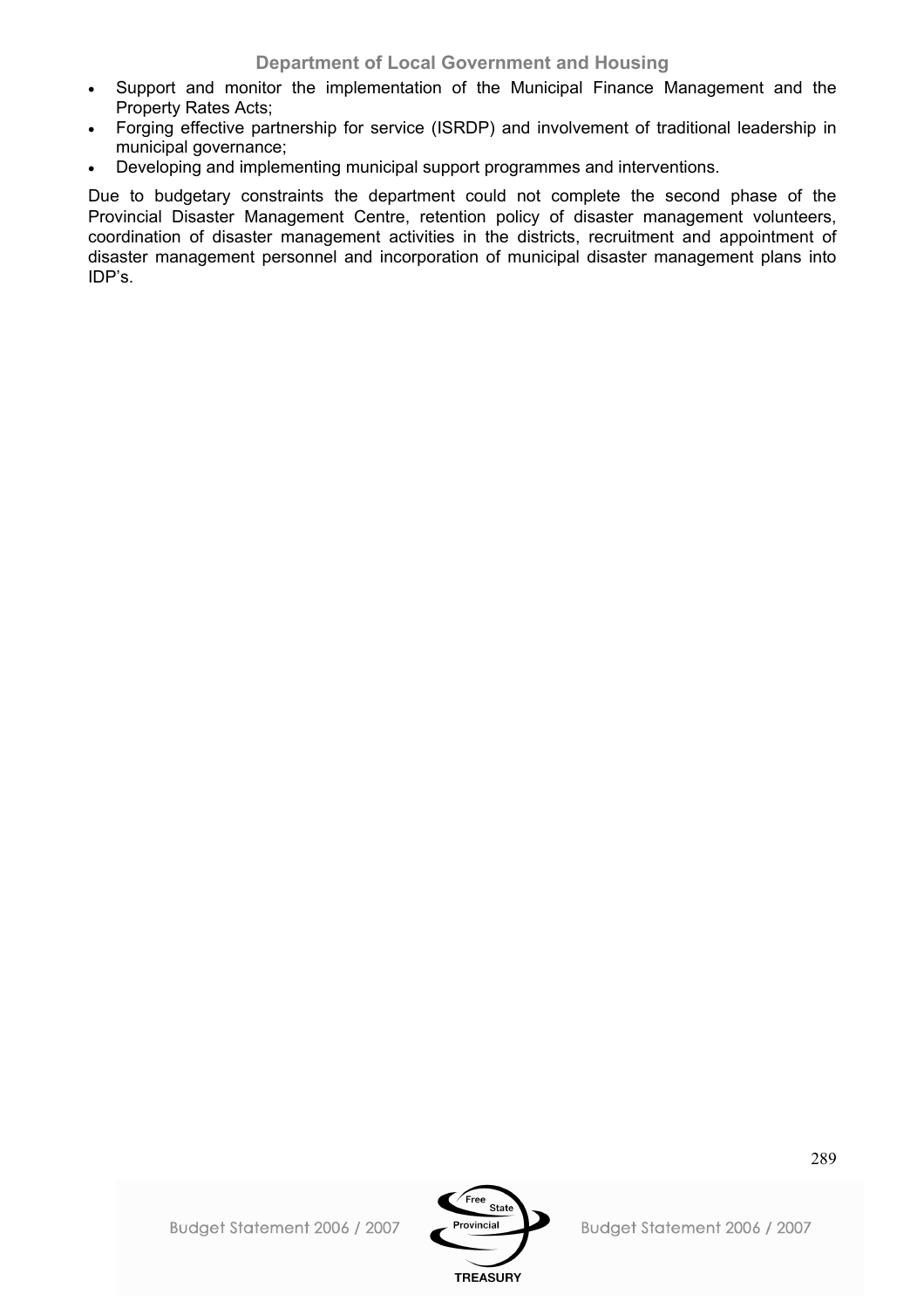- Support and monitor the implementation of the Municipal Finance Management and the Property Rates Acts;
- Forging effective partnership for service (ISRDP) and involvement of traditional leadership in municipal governance;
- Developing and implementing municipal support programmes and interventions.

Due to budgetary constraints the department could not complete the second phase of the Provincial Disaster Management Centre, retention policy of disaster management volunteers, coordination of disaster management activities in the districts, recruitment and appointment of disaster management personnel and incorporation of municipal disaster management plans into IDP's.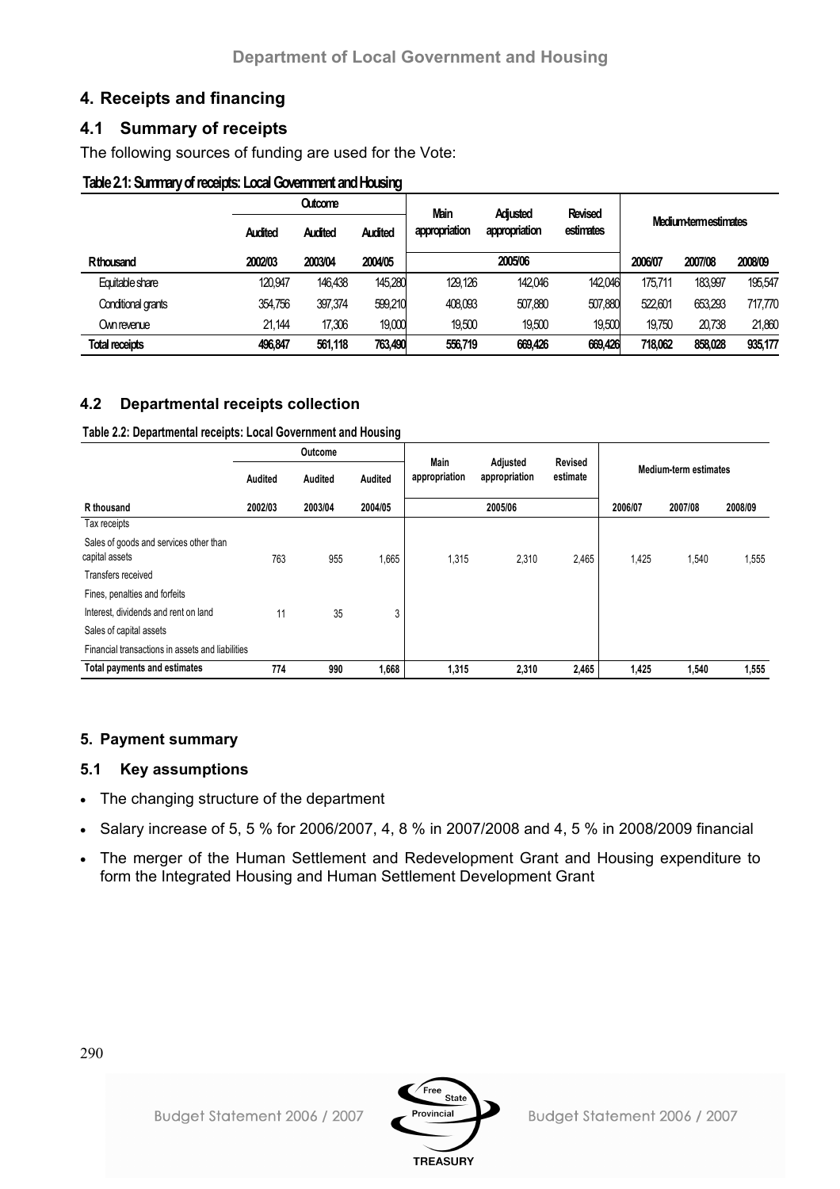## 4. Receipts and financing

### 4.1 Summary of receipts

The following sources of funding are used for the Vote:

**Table 2.1: Summary of receipts: Local Government and Housing**

| | Outcome | | | Main appropriation | Adjusted appropriation | Revised estimates | Medium-term estimates | | |
|---|---|---|---|---|---|---|---|---|---|
| | Audited | Audited | Audited | | | | | | |
| R thousand | 2002/03 | 2003/04 | 2004/05 | 2005/06 | | | 2006/07 | 2007/08 | 2008/09 |
| Equitable share | 120,947 | 146,438 | 145,280 | 129,126 | 142,046 | 142,046 | 175,711 | 183,997 | 195,547 |
| Conditional grants | 354,756 | 397,374 | 599,210 | 408,093 | 507,880 | 507,880 | 522,601 | 653,293 | 717,770 |
| Own revenue | 21,144 | 17,306 | 19,000 | 19,500 | 19,500 | 19,500 | 19,750 | 20,738 | 21,860 |
| **Total receipts** | **496,847** | **561,118** | **763,490** | **556,719** | **669,426** | **669,426** | **718,062** | **858,028** | **935,177** |

### 4.2 Departmental receipts collection

**Table 2.2: Departmental receipts: Local Government and Housing**

| | Outcome | | | Main appropriation | Adjusted appropriation | Revised estimate | Medium-term estimates | | |
|---|---|---|---|---|---|---|---|---|---|
| | Audited | Audited | Audited | | | | | | |
| R thousand | 2002/03 | 2003/04 | 2004/05 | 2005/06 | | | 2006/07 | 2007/08 | 2008/09 |
| Tax receipts | | | | | | | | | |
| Sales of goods and services other than capital assets | 763 | 955 | 1,665 | 1,315 | 2,310 | 2,465 | 1,425 | 1,540 | 1,555 |
| Transfers received | | | | | | | | | |
| Fines, penalties and forfeits | | | | | | | | | |
| Interest, dividends and rent on land | 11 | 35 | 3 | | | | | | |
| Sales of capital assets | | | | | | | | | |
| Financial transactions in assets and liabilities | | | | | | | | | |
| **Total payments and estimates** | **774** | **990** | **1,668** | **1,315** | **2,310** | **2,465** | **1,425** | **1,540** | **1,555** |

## 5. Payment summary

### 5.1 Key assumptions

- The changing structure of the department
- Salary increase of 5, 5 % for 2006/2007, 4, 8 % in 2007/2008 and 4, 5 % in 2008/2009 financial
- The merger of the Human Settlement and Redevelopment Grant and Housing expenditure to form the Integrated Housing and Human Settlement Development Grant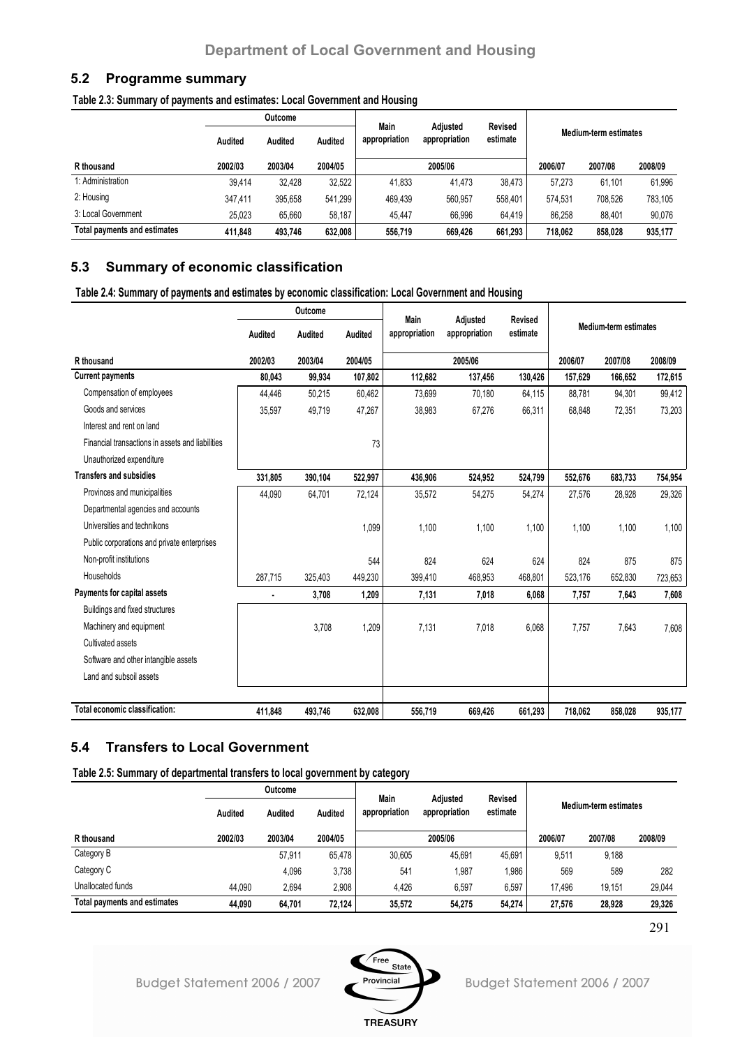## 5.2 Programme summary

**Table 2.3: Summary of payments and estimates: Local Government and Housing**

| | Outcome | | | Main appropriation | Adjusted appropriation | Revised estimate | Medium-term estimates | | |
|---|---|---|---|---|---|---|---|---|---|
| | Audited | Audited | Audited | | | | | | |
| R thousand | 2002/03 | 2003/04 | 2004/05 | 2005/06 | | | 2006/07 | 2007/08 | 2008/09 |
| 1: Administration | 39,414 | 32,428 | 32,522 | 41,833 | 41,473 | 38,473 | 57,273 | 61,101 | 61,996 |
| 2: Housing | 347,411 | 395,658 | 541,299 | 469,439 | 560,957 | 558,401 | 574,531 | 708,526 | 783,105 |
| 3: Local Government | 25,023 | 65,660 | 58,187 | 45,447 | 66,996 | 64,419 | 86,258 | 88,401 | 90,076 |
| **Total payments and estimates** | **411,848** | **493,746** | **632,008** | **556,719** | **669,426** | **661,293** | **718,062** | **858,028** | **935,177** |

## 5.3 Summary of economic classification

**Table 2.4: Summary of payments and estimates by economic classification: Local Government and Housing**

| | Outcome | | | Main appropriation | Adjusted appropriation | Revised estimate | Medium-term estimates | | |
|---|---|---|---|---|---|---|---|---|---|
| | Audited | Audited | Audited | | | | | | |
| R thousand | 2002/03 | 2003/04 | 2004/05 | 2005/06 | | | 2006/07 | 2007/08 | 2008/09 |
| **Current payments** | **80,043** | **99,934** | **107,802** | **112,682** | **137,456** | **130,426** | **157,629** | **166,652** | **172,615** |
| Compensation of employees | 44,446 | 50,215 | 60,462 | 73,699 | 70,180 | 64,115 | 88,781 | 94,301 | 99,412 |
| Goods and services | 35,597 | 49,719 | 47,267 | 38,983 | 67,276 | 66,311 | 68,848 | 72,351 | 73,203 |
| Interest and rent on land | | | | | | | | | |
| Financial transactions in assets and liabilities | | | 73 | | | | | | |
| Unauthorized expenditure | | | | | | | | | |
| **Transfers and subsidies** | **331,805** | **390,104** | **522,997** | **436,906** | **524,952** | **524,799** | **552,676** | **683,733** | **754,954** |
| Provinces and municipalities | 44,090 | 64,701 | 72,124 | 35,572 | 54,275 | 54,274 | 27,576 | 28,928 | 29,326 |
| Departmental agencies and accounts | | | | | | | | | |
| Universities and technikons | | | 1,099 | 1,100 | 1,100 | 1,100 | 1,100 | 1,100 | 1,100 |
| Public corporations and private enterprises | | | | | | | | | |
| Non-profit institutions | | | 544 | 824 | 624 | 624 | 824 | 875 | 875 |
| Households | 287,715 | 325,403 | 449,230 | 399,410 | 468,953 | 468,801 | 523,176 | 652,830 | 723,653 |
| **Payments for capital assets** | **-** | **3,708** | **1,209** | **7,131** | **7,018** | **6,068** | **7,757** | **7,643** | **7,608** |
| Buildings and fixed structures | | | | | | | | | |
| Machinery and equipment | | 3,708 | 1,209 | 7,131 | 7,018 | 6,068 | 7,757 | 7,643 | 7,608 |
| Cultivated assets | | | | | | | | | |
| Software and other intangible assets | | | | | | | | | |
| Land and subsoil assets | | | | | | | | | |
| **Total economic classification:** | **411,848** | **493,746** | **632,008** | **556,719** | **669,426** | **661,293** | **718,062** | **858,028** | **935,177** |

## 5.4 Transfers to Local Government

**Table 2.5: Summary of departmental transfers to local government by category**

| | Outcome | | | Main appropriation | Adjusted appropriation | Revised estimate | Medium-term estimates | | |
|---|---|---|---|---|---|---|---|---|---|
| | Audited | Audited | Audited | | | | | | |
| R thousand | 2002/03 | 2003/04 | 2004/05 | 2005/06 | | | 2006/07 | 2007/08 | 2008/09 |
| Category B | | 57,911 | 65,478 | 30,605 | 45,691 | 45,691 | 9,511 | 9,188 | |
| Category C | | 4,096 | 3,738 | 541 | 1,987 | 1,986 | 569 | 589 | 282 |
| Unallocated funds | 44,090 | 2,694 | 2,908 | 4,426 | 6,597 | 6,597 | 17,496 | 19,151 | 29,044 |
| **Total payments and estimates** | **44,090** | **64,701** | **72,124** | **35,572** | **54,275** | **54,274** | **27,576** | **28,928** | **29,326** |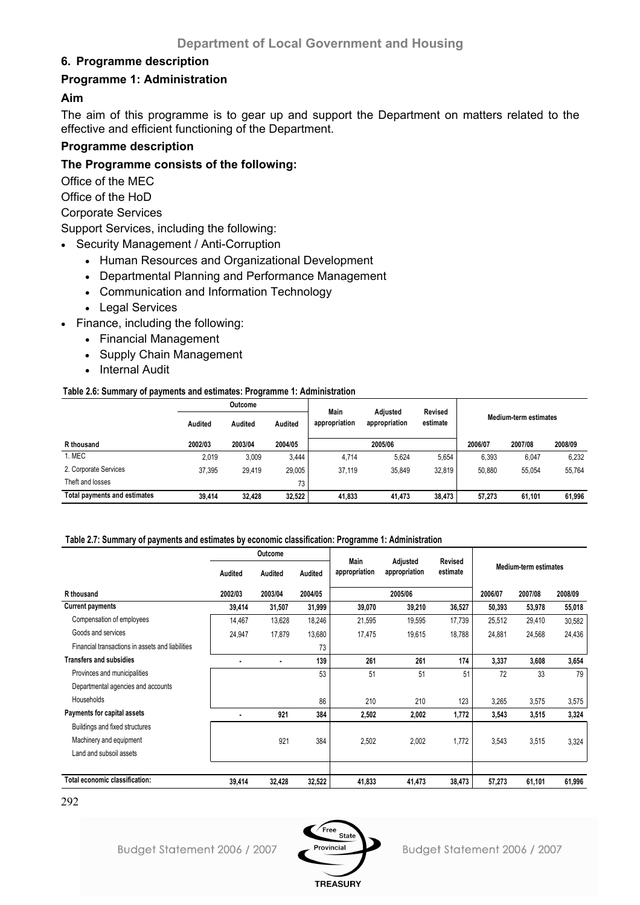## 6. Programme description

### Programme 1: Administration

### Aim

The aim of this programme is to gear up and support the Department on matters related to the effective and efficient functioning of the Department.

### Programme description

### The Programme consists of the following:

Office of the MEC

Office of the HoD

Corporate Services

Support Services, including the following:

- Security Management / Anti-Corruption
    - Human Resources and Organizational Development
    - Departmental Planning and Performance Management
    - Communication and Information Technology
    - Legal Services
- Finance, including the following:
    - Financial Management
    - Supply Chain Management
    - Internal Audit

**Table 2.6: Summary of payments and estimates: Programme 1: Administration**

| | Outcome | | | Main appropriation | Adjusted appropriation | Revised estimate | Medium-term estimates | | |
|---|---|---|---|---|---|---|---|---|---|
| | Audited | Audited | Audited | | | | | | |
| R thousand | 2002/03 | 2003/04 | 2004/05 | 2005/06 | | | 2006/07 | 2007/08 | 2008/09 |
| 1. MEC | 2,019 | 3,009 | 3,444 | 4,714 | 5,624 | 5,654 | 6,393 | 6,047 | 6,232 |
| 2. Corporate Services | 37,395 | 29,419 | 29,005 | 37,119 | 35,849 | 32,819 | 50,880 | 55,054 | 55,764 |
| Theft and losses | | | 73 | | | | | | |
| **Total payments and estimates** | **39,414** | **32,428** | **32,522** | **41,833** | **41,473** | **38,473** | **57,273** | **61,101** | **61,996** |

**Table 2.7: Summary of payments and estimates by economic classification: Programme 1: Administration**

| | Outcome | | | Main appropriation | Adjusted appropriation | Revised estimate | Medium-term estimates | | |
|---|---|---|---|---|---|---|---|---|---|
| | Audited | Audited | Audited | | | | | | |
| R thousand | 2002/03 | 2003/04 | 2004/05 | 2005/06 | | | 2006/07 | 2007/08 | 2008/09 |
| **Current payments** | **39,414** | **31,507** | **31,999** | **39,070** | **39,210** | **36,527** | **50,393** | **53,978** | **55,018** |
| Compensation of employees | 14,467 | 13,628 | 18,246 | 21,595 | 19,595 | 17,739 | 25,512 | 29,410 | 30,582 |
| Goods and services | 24,947 | 17,879 | 13,680 | 17,475 | 19,615 | 18,788 | 24,881 | 24,568 | 24,436 |
| Financial transactions in assets and liabilities | | | 73 | | | | | | |
| **Transfers and subsidies** | **-** | **-** | **139** | **261** | **261** | **174** | **3,337** | **3,608** | **3,654** |
| Provinces and municipalities | | | 53 | 51 | 51 | 51 | 72 | 33 | 79 |
| Departmental agencies and accounts | | | | | | | | | |
| Households | | | 86 | 210 | 210 | 123 | 3,265 | 3,575 | 3,575 |
| **Payments for capital assets** | **-** | **921** | **384** | **2,502** | **2,002** | **1,772** | **3,543** | **3,515** | **3,324** |
| Buildings and fixed structures | | | | | | | | | |
| Machinery and equipment | | 921 | 384 | 2,502 | 2,002 | 1,772 | 3,543 | 3,515 | 3,324 |
| Land and subsoil assets | | | | | | | | | |
| **Total economic classification:** | **39,414** | **32,428** | **32,522** | **41,833** | **41,473** | **38,473** | **57,273** | **61,101** | **61,996** |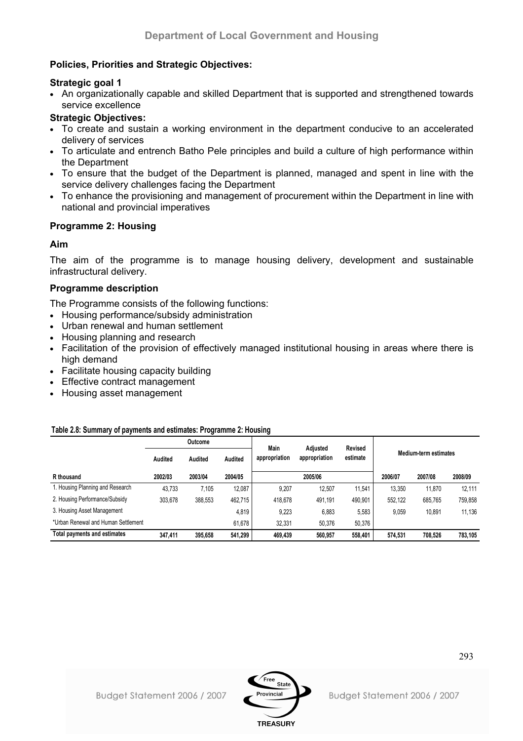**Policies, Priorities and Strategic Objectives:**

**Strategic goal 1**

- An organizationally capable and skilled Department that is supported and strengthened towards service excellence

**Strategic Objectives:**

- To create and sustain a working environment in the department conducive to an accelerated delivery of services
- To articulate and entrench Batho Pele principles and build a culture of high performance within the Department
- To ensure that the budget of the Department is planned, managed and spent in line with the service delivery challenges facing the Department
- To enhance the provisioning and management of procurement within the Department in line with national and provincial imperatives

## Programme 2: Housing

### Aim

The aim of the programme is to manage housing delivery, development and sustainable infrastructural delivery.

### Programme description

The Programme consists of the following functions:

- Housing performance/subsidy administration
- Urban renewal and human settlement
- Housing planning and research
- Facilitation of the provision of effectively managed institutional housing in areas where there is high demand
- Facilitate housing capacity building
- Effective contract management
- Housing asset management

**Table 2.8: Summary of payments and estimates: Programme 2: Housing**

| | Outcome | | | Main appropriation | Adjusted appropriation | Revised estimate | Medium-term estimates | | |
|---|---|---|---|---|---|---|---|---|---|
| | Audited | Audited | Audited | | | | | | |
| R thousand | 2002/03 | 2003/04 | 2004/05 | 2005/06 | | | 2006/07 | 2007/08 | 2008/09 |
| 1. Housing Planning and Research | 43,733 | 7,105 | 12,087 | 9,207 | 12,507 | 11,541 | 13,350 | 11,870 | 12,111 |
| 2. Housing Performance/Subsidy | 303,678 | 388,553 | 462,715 | 418,678 | 491,191 | 490,901 | 552,122 | 685,765 | 759,858 |
| 3. Housing Asset Management | | | 4,819 | 9,223 | 6,883 | 5,583 | 9,059 | 10,891 | 11,136 |
| *Urban Renewal and Human Settlement | | | 61,678 | 32,331 | 50,376 | 50,376 | | | |
| **Total payments and estimates** | **347,411** | **395,658** | **541,299** | **469,439** | **560,957** | **558,401** | **574,531** | **708,526** | **783,105** |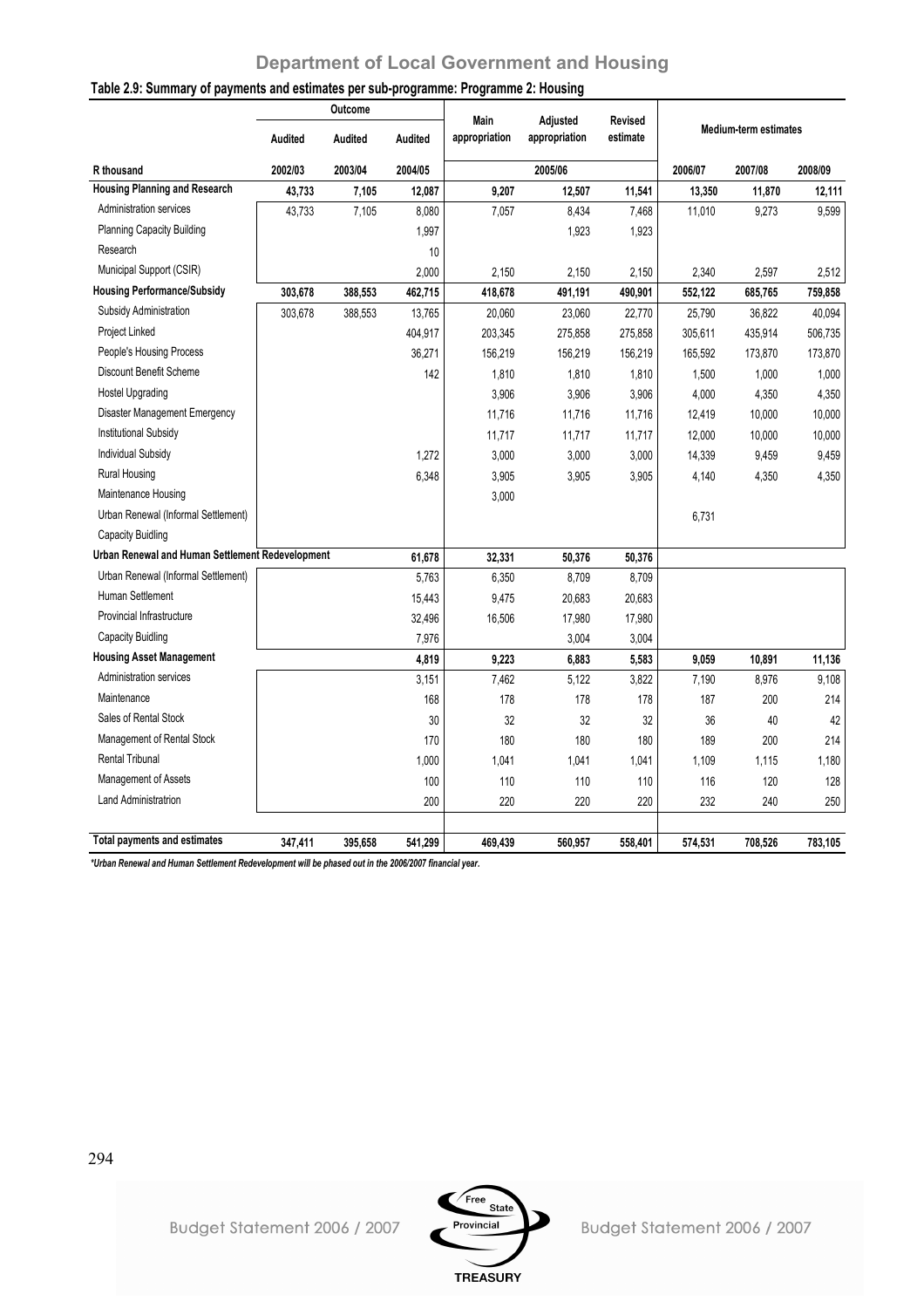# Department of Local Government and Housing

**Table 2.9: Summary of payments and estimates per sub-programme: Programme 2: Housing**

| | Outcome | | | Main appropriation | Adjusted appropriation | Revised estimate | Medium-term estimates | | |
|---|---|---|---|---|---|---|---|---|---|
| | Audited | Audited | Audited | | | | | | |
| R thousand | 2002/03 | 2003/04 | 2004/05 | | 2005/06 | | 2006/07 | 2007/08 | 2008/09 |
| **Housing Planning and Research** | **43,733** | **7,105** | **12,087** | **9,207** | **12,507** | **11,541** | **13,350** | **11,870** | **12,111** |
| Administration services | 43,733 | 7,105 | 8,080 | 7,057 | 8,434 | 7,468 | 11,010 | 9,273 | 9,599 |
| Planning Capacity Building | | | 1,997 | | 1,923 | 1,923 | | | |
| Research | | | 10 | | | | | | |
| Municipal Support (CSIR) | | | 2,000 | 2,150 | 2,150 | 2,150 | 2,340 | 2,597 | 2,512 |
| **Housing Performance/Subsidy** | **303,678** | **388,553** | **462,715** | **418,678** | **491,191** | **490,901** | **552,122** | **685,765** | **759,858** |
| Subsidy Administration | 303,678 | 388,553 | 13,765 | 20,060 | 23,060 | 22,770 | 25,790 | 36,822 | 40,094 |
| Project Linked | | | 404,917 | 203,345 | 275,858 | 275,858 | 305,611 | 435,914 | 506,735 |
| People's Housing Process | | | 36,271 | 156,219 | 156,219 | 156,219 | 165,592 | 173,870 | 173,870 |
| Discount Benefit Scheme | | | 142 | 1,810 | 1,810 | 1,810 | 1,500 | 1,000 | 1,000 |
| Hostel Upgrading | | | | 3,906 | 3,906 | 3,906 | 4,000 | 4,350 | 4,350 |
| Disaster Management Emergency | | | | 11,716 | 11,716 | 11,716 | 12,419 | 10,000 | 10,000 |
| Institutional Subsidy | | | | 11,717 | 11,717 | 11,717 | 12,000 | 10,000 | 10,000 |
| Individual Subsidy | | | 1,272 | 3,000 | 3,000 | 3,000 | 14,339 | 9,459 | 9,459 |
| Rural Housing | | | 6,348 | 3,905 | 3,905 | 3,905 | 4,140 | 4,350 | 4,350 |
| Maintenance Housing | | | | 3,000 | | | | | |
| Urban Renewal (Informal Settlement) | | | | | | | 6,731 | | |
| Capacity Buidling | | | | | | | | | |
| **Urban Renewal and Human Settlement Redevelopment** | | | **61,678** | **32,331** | **50,376** | **50,376** | | | |
| Urban Renewal (Informal Settlement) | | | 5,763 | 6,350 | 8,709 | 8,709 | | | |
| Human Settlement | | | 15,443 | 9,475 | 20,683 | 20,683 | | | |
| Provincial Infrastructure | | | 32,496 | 16,506 | 17,980 | 17,980 | | | |
| Capacity Buidling | | | 7,976 | | 3,004 | 3,004 | | | |
| **Housing Asset Management** | | | **4,819** | **9,223** | **6,883** | **5,583** | **9,059** | **10,891** | **11,136** |
| Administration services | | | 3,151 | 7,462 | 5,122 | 3,822 | 7,190 | 8,976 | 9,108 |
| Maintenance | | | 168 | 178 | 178 | 178 | 187 | 200 | 214 |
| Sales of Rental Stock | | | 30 | 32 | 32 | 32 | 36 | 40 | 42 |
| Management of Rental Stock | | | 170 | 180 | 180 | 180 | 189 | 200 | 214 |
| Rental Tribunal | | | 1,000 | 1,041 | 1,041 | 1,041 | 1,109 | 1,115 | 1,180 |
| Management of Assets | | | 100 | 110 | 110 | 110 | 116 | 120 | 128 |
| Land Administratrion | | | 200 | 220 | 220 | 220 | 232 | 240 | 250 |
| **Total payments and estimates** | **347,411** | **395,658** | **541,299** | **469,439** | **560,957** | **558,401** | **574,531** | **708,526** | **783,105** |

*\*Urban Renewal and Human Settlement Redevelopment will be phased out in the 2006/2007 financial year.*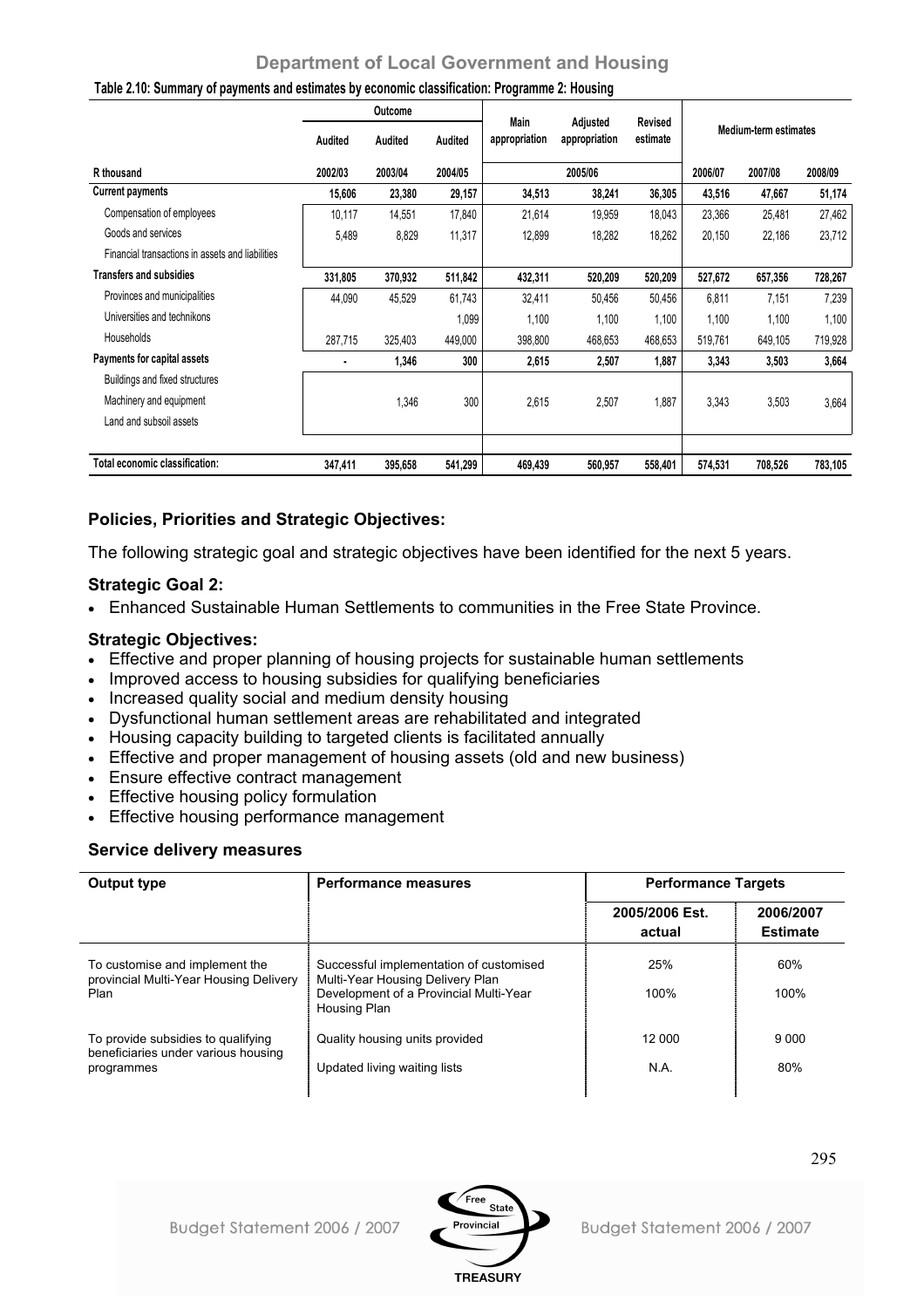## Department of Local Government and Housing

**Table 2.10: Summary of payments and estimates by economic classification: Programme 2: Housing**

| | Outcome | | | Main appropriation | Adjusted appropriation | Revised estimate | Medium-term estimates | | |
|---|---|---|---|---|---|---|---|---|---|
| | Audited | Audited | Audited | | | | | | |
| R thousand | 2002/03 | 2003/04 | 2004/05 | | 2005/06 | | 2006/07 | 2007/08 | 2008/09 |
| **Current payments** | **15,606** | **23,380** | **29,157** | **34,513** | **38,241** | **36,305** | **43,516** | **47,667** | **51,174** |
| Compensation of employees | 10,117 | 14,551 | 17,840 | 21,614 | 19,959 | 18,043 | 23,366 | 25,481 | 27,462 |
| Goods and services | 5,489 | 8,829 | 11,317 | 12,899 | 18,282 | 18,262 | 20,150 | 22,186 | 23,712 |
| Financial transactions in assets and liabilities | | | | | | | | | |
| **Transfers and subsidies** | **331,805** | **370,932** | **511,842** | **432,311** | **520,209** | **520,209** | **527,672** | **657,356** | **728,267** |
| Provinces and municipalities | 44,090 | 45,529 | 61,743 | 32,411 | 50,456 | 50,456 | 6,811 | 7,151 | 7,239 |
| Universities and technikons | | | 1,099 | 1,100 | 1,100 | 1,100 | 1,100 | 1,100 | 1,100 |
| Households | 287,715 | 325,403 | 449,000 | 398,800 | 468,653 | 468,653 | 519,761 | 649,105 | 719,928 |
| **Payments for capital assets** | **-** | **1,346** | **300** | **2,615** | **2,507** | **1,887** | **3,343** | **3,503** | **3,664** |
| Buildings and fixed structures | | | | | | | | | |
| Machinery and equipment | | 1,346 | 300 | 2,615 | 2,507 | 1,887 | 3,343 | 3,503 | 3,664 |
| Land and subsoil assets | | | | | | | | | |
| **Total economic classification:** | **347,411** | **395,658** | **541,299** | **469,439** | **560,957** | **558,401** | **574,531** | **708,526** | **783,105** |

### Policies, Priorities and Strategic Objectives:

The following strategic goal and strategic objectives have been identified for the next 5 years.

### Strategic Goal 2:

- Enhanced Sustainable Human Settlements to communities in the Free State Province.

### Strategic Objectives:

- Effective and proper planning of housing projects for sustainable human settlements
- Improved access to housing subsidies for qualifying beneficiaries
- Increased quality social and medium density housing
- Dysfunctional human settlement areas are rehabilitated and integrated
- Housing capacity building to targeted clients is facilitated annually
- Effective and proper management of housing assets (old and new business)
- Ensure effective contract management
- Effective housing policy formulation
- Effective housing performance management

### Service delivery measures

| Output type | Performance measures | Performance Targets | |
|---|---|---|---|
| | | 2005/2006 Est. actual | 2006/2007 Estimate |
| To customise and implement the provincial Multi-Year Housing Delivery Plan | Successful implementation of customised Multi-Year Housing Delivery Plan | 25% | 60% |
| | Development of a Provincial Multi-Year Housing Plan | 100% | 100% |
| To provide subsidies to qualifying beneficiaries under various housing programmes | Quality housing units provided | 12 000 | 9 000 |
| | Updated living waiting lists | N.A. | 80% |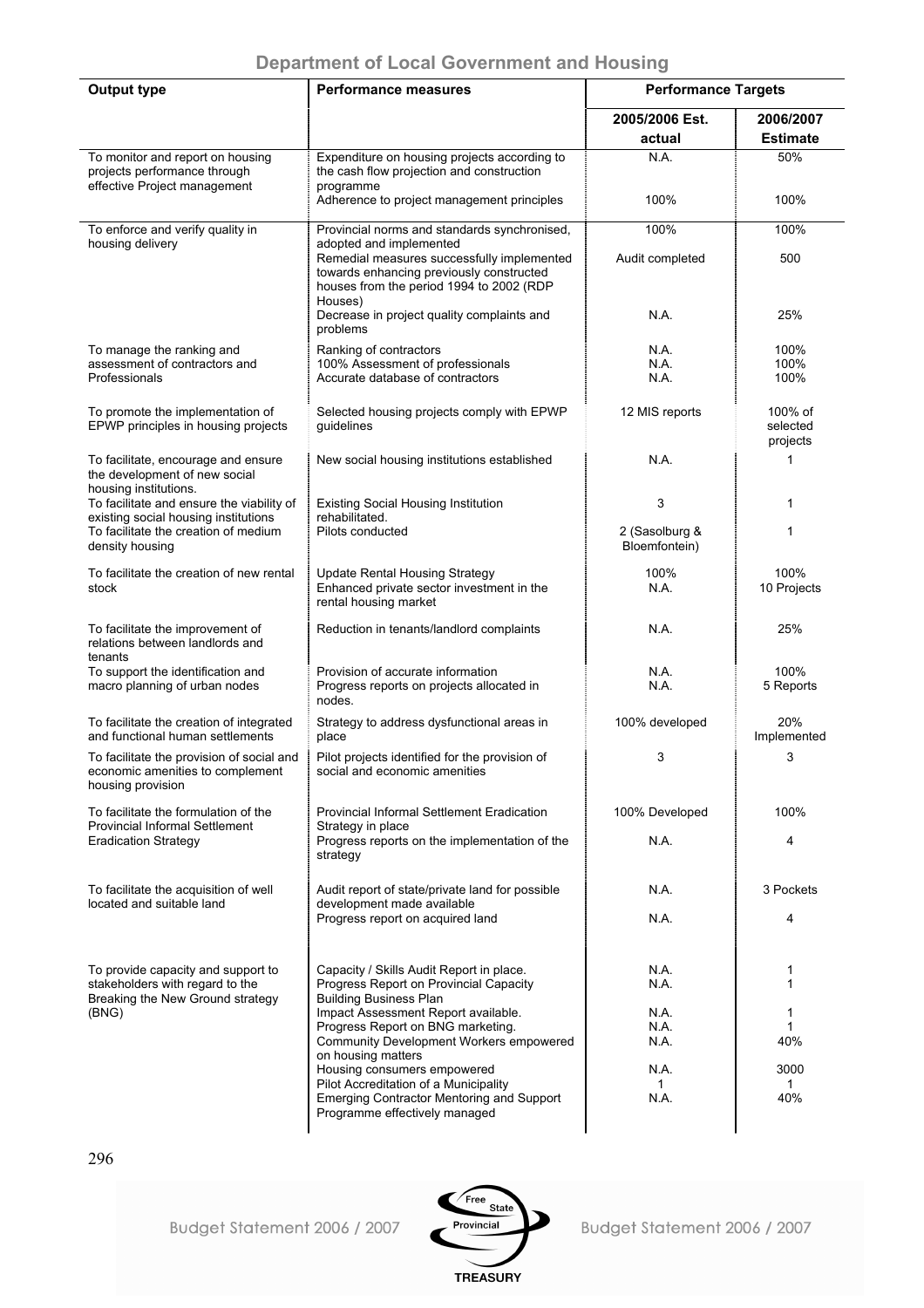## Department of Local Government and Housing

| Output type | Performance measures | Performance Targets | |
|---|---|---|---|
| | | 2005/2006 Est. actual | 2006/2007 Estimate |
| To monitor and report on housing projects performance through effective Project management | Expenditure on housing projects according to the cash flow projection and construction programme | N.A. | 50% |
| | Adherence to project management principles | 100% | 100% |
| To enforce and verify quality in housing delivery | Provincial norms and standards synchronised, adopted and implemented | 100% | 100% |
| | Remedial measures successfully implemented towards enhancing previously constructed houses from the period 1994 to 2002 (RDP Houses) | Audit completed | 500 |
| | Decrease in project quality complaints and problems | N.A. | 25% |
| To manage the ranking and assessment of contractors and Professionals | Ranking of contractors | N.A. | 100% |
| | 100% Assessment of professionals | N.A. | 100% |
| | Accurate database of contractors | N.A. | 100% |
| To promote the implementation of EPWP principles in housing projects | Selected housing projects comply with EPWP guidelines | 12 MIS reports | 100% of selected projects |
| To facilitate, encourage and ensure the development of new social housing institutions. | New social housing institutions established | N.A. | 1 |
| To facilitate and ensure the viability of existing social housing institutions | Existing Social Housing Institution rehabilitated. | 3 | 1 |
| To facilitate the creation of medium density housing | Pilots conducted | 2 (Sasolburg & Bloemfontein) | 1 |
| To facilitate the creation of new rental stock | Update Rental Housing Strategy | 100% | 100% |
| | Enhanced private sector investment in the rental housing market | N.A. | 10 Projects |
| To facilitate the improvement of relations between landlords and tenants | Reduction in tenants/landlord complaints | N.A. | 25% |
| To support the identification and macro planning of urban nodes | Provision of accurate information | N.A. | 100% |
| | Progress reports on projects allocated in nodes. | N.A. | 5 Reports |
| To facilitate the creation of integrated and functional human settlements | Strategy to address dysfunctional areas in place | 100% developed | 20% Implemented |
| To facilitate the provision of social and economic amenities to complement housing provision | Pilot projects identified for the provision of social and economic amenities | 3 | 3 |
| To facilitate the formulation of the Provincial Informal Settlement Eradication Strategy | Provincial Informal Settlement Eradication Strategy in place | 100% Developed | 100% |
| | Progress reports on the implementation of the strategy | N.A. | 4 |
| To facilitate the acquisition of well located and suitable land | Audit report of state/private land for possible development made available | N.A. | 3 Pockets |
| | Progress report on acquired land | N.A. | 4 |
| To provide capacity and support to stakeholders with regard to the Breaking the New Ground strategy (BNG) | Capacity / Skills Audit Report in place. | N.A. | 1 |
| | Progress Report on Provincial Capacity Building Business Plan | N.A. | 1 |
| | Impact Assessment Report available. | N.A. | 1 |
| | Progress Report on BNG marketing. | N.A. | 1 |
| | Community Development Workers empowered on housing matters | N.A. | 40% |
| | Housing consumers empowered | N.A. | 3000 |
| | Pilot Accreditation of a Municipality | 1 | 1 |
| | Emerging Contractor Mentoring and Support Programme effectively managed | N.A. | 40% |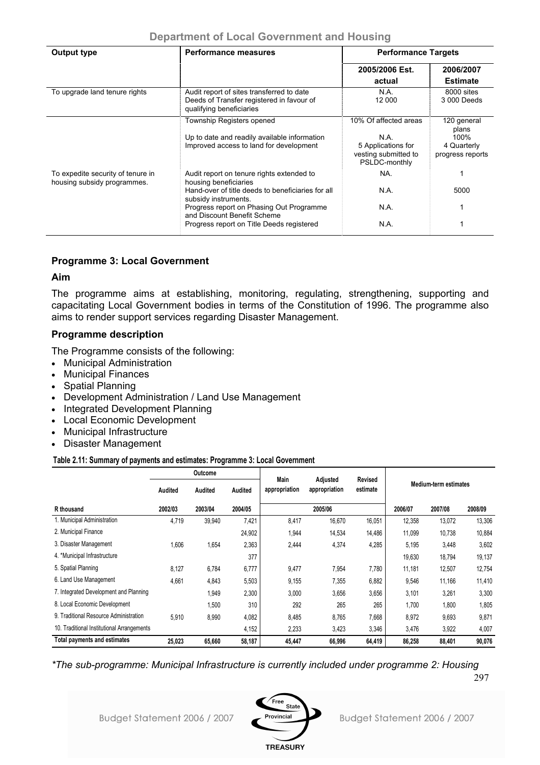| Output type | Performance measures | Performance Targets | |
|---|---|---|---|
| | | 2005/2006 Est. actual | 2006/2007 Estimate |
| To upgrade land tenure rights | Audit report of sites transferred to date<br>Deeds of Transfer registered in favour of qualifying beneficiaries | N.A.<br>12 000 | 8000 sites<br>3 000 Deeds |
| | Township Registers opened<br><br>Up to date and readily available information<br>Improved access to land for development | 10% Of affected areas<br><br>N.A.<br>5 Applications for vesting submitted to PSLDC-monthly | 120 general plans<br>100%<br>4 Quarterly progress reports |
| To expedite security of tenure in housing subsidy programmes. | Audit report on tenure rights extended to housing beneficiaries | NA. | 1 |
| | Hand-over of title deeds to beneficiaries for all subsidy instruments. | N.A. | 5000 |
| | Progress report on Phasing Out Programme and Discount Benefit Scheme | N.A. | 1 |
| | Progress report on Title Deeds registered | N.A. | 1 |

### Programme 3: Local Government

#### Aim

The programme aims at establishing, monitoring, regulating, strengthening, supporting and capacitating Local Government bodies in terms of the Constitution of 1996. The programme also aims to render support services regarding Disaster Management.

#### Programme description

The Programme consists of the following:

- Municipal Administration
- Municipal Finances
- Spatial Planning
- Development Administration / Land Use Management
- Integrated Development Planning
- Local Economic Development
- Municipal Infrastructure
- Disaster Management

**Table 2.11: Summary of payments and estimates: Programme 3: Local Government**

| | Outcome | | | Main appropriation | Adjusted appropriation | Revised estimate | Medium-term estimates | | |
|---|---|---|---|---|---|---|---|---|---|
| | Audited | Audited | Audited | | | | | | |
| R thousand | 2002/03 | 2003/04 | 2004/05 | | 2005/06 | | 2006/07 | 2007/08 | 2008/09 |
| 1. Municipal Administration | 4,719 | 39,940 | 7,421 | 8,417 | 16,670 | 16,051 | 12,358 | 13,072 | 13,306 |
| 2. Municipal Finance | | | 24,902 | 1,944 | 14,534 | 14,486 | 11,099 | 10,738 | 10,884 |
| 3. Disaster Management | 1,606 | 1,654 | 2,363 | 2,444 | 4,374 | 4,285 | 5,195 | 3,448 | 3,602 |
| 4. *Municipal Infrastructure | | | 377 | | | | 19,630 | 18,794 | 19,137 |
| 5. Spatial Planning | 8,127 | 6,784 | 6,777 | 9,477 | 7,954 | 7,780 | 11,181 | 12,507 | 12,754 |
| 6. Land Use Management | 4,661 | 4,843 | 5,503 | 9,155 | 7,355 | 6,882 | 9,546 | 11,166 | 11,410 |
| 7. Integrated Development and Planning | | 1,949 | 2,300 | 3,000 | 3,656 | 3,656 | 3,101 | 3,261 | 3,300 |
| 8. Local Economic Development | | 1,500 | 310 | 292 | 265 | 265 | 1,700 | 1,800 | 1,805 |
| 9. Traditional Resource Administration | 5,910 | 8,990 | 4,082 | 8,485 | 8,765 | 7,668 | 8,972 | 9,693 | 9,871 |
| 10. Traditional Institutional Arrangements | | | 4,152 | 2,233 | 3,423 | 3,346 | 3,476 | 3,922 | 4,007 |
| **Total payments and estimates** | **25,023** | **65,660** | **58,187** | **45,447** | **66,996** | **64,419** | **86,258** | **88,401** | **90,076** |

*\*The sub-programme: Municipal Infrastructure is currently included under programme 2: Housing*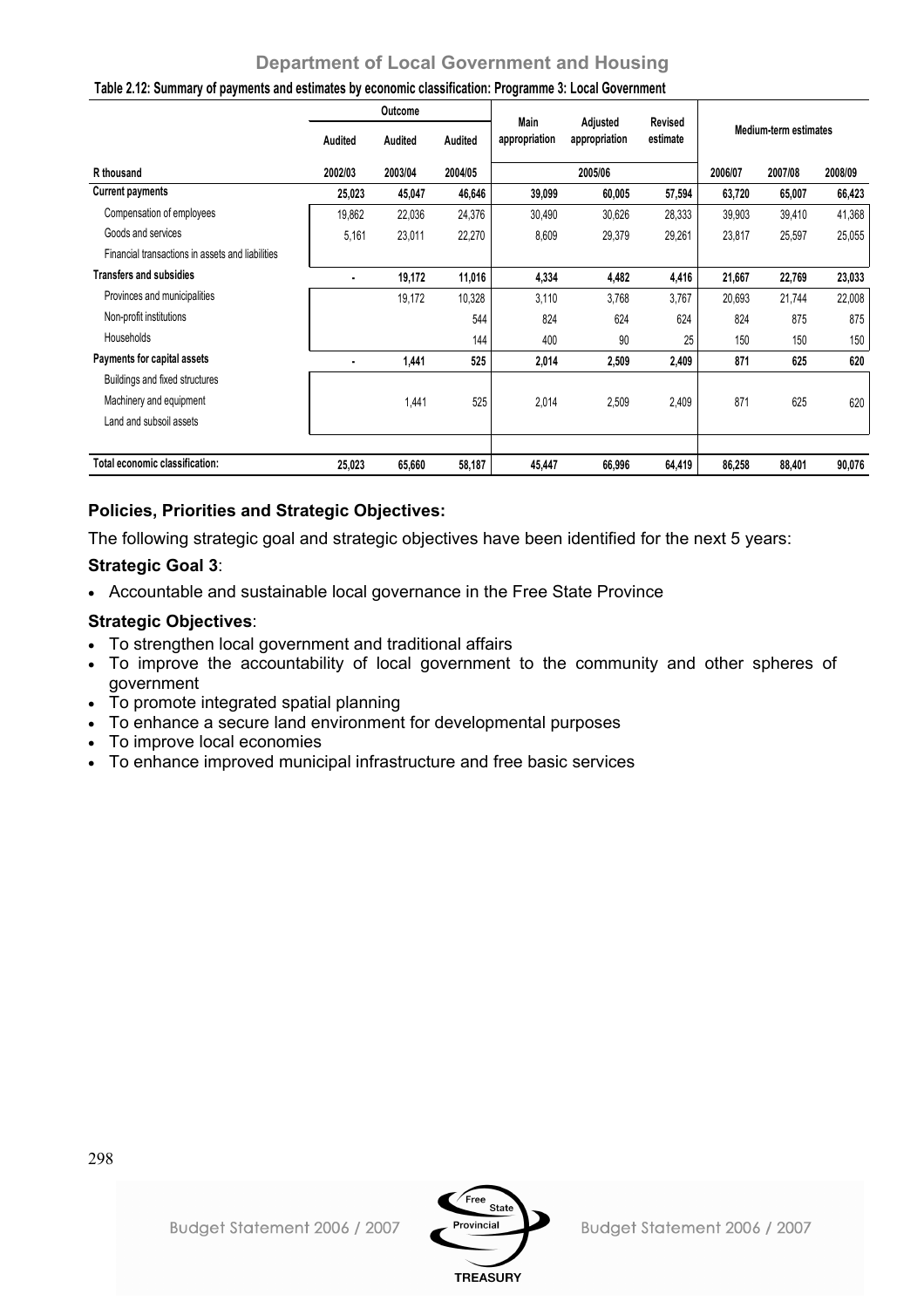## Department of Local Government and Housing

**Table 2.12: Summary of payments and estimates by economic classification: Programme 3: Local Government**

| | Outcome | | | Main appropriation | Adjusted appropriation | Revised estimate | Medium-term estimates | | |
|---|---|---|---|---|---|---|---|---|---|
| | Audited | Audited | Audited | | | | | | |
| R thousand | 2002/03 | 2003/04 | 2004/05 | 2005/06 | | | 2006/07 | 2007/08 | 2008/09 |
| **Current payments** | **25,023** | **45,047** | **46,646** | **39,099** | **60,005** | **57,594** | **63,720** | **65,007** | **66,423** |
| Compensation of employees | 19,862 | 22,036 | 24,376 | 30,490 | 30,626 | 28,333 | 39,903 | 39,410 | 41,368 |
| Goods and services | 5,161 | 23,011 | 22,270 | 8,609 | 29,379 | 29,261 | 23,817 | 25,597 | 25,055 |
| Financial transactions in assets and liabilities | | | | | | | | | |
| **Transfers and subsidies** | **-** | **19,172** | **11,016** | **4,334** | **4,482** | **4,416** | **21,667** | **22,769** | **23,033** |
| Provinces and municipalities | | 19,172 | 10,328 | 3,110 | 3,768 | 3,767 | 20,693 | 21,744 | 22,008 |
| Non-profit institutions | | | 544 | 824 | 624 | 624 | 824 | 875 | 875 |
| Households | | | 144 | 400 | 90 | 25 | 150 | 150 | 150 |
| **Payments for capital assets** | **-** | **1,441** | **525** | **2,014** | **2,509** | **2,409** | **871** | **625** | **620** |
| Buildings and fixed structures | | | | | | | | | |
| Machinery and equipment | | 1,441 | 525 | 2,014 | 2,509 | 2,409 | 871 | 625 | 620 |
| Land and subsoil assets | | | | | | | | | |
| **Total economic classification:** | **25,023** | **65,660** | **58,187** | **45,447** | **66,996** | **64,419** | **86,258** | **88,401** | **90,076** |

### Policies, Priorities and Strategic Objectives:

The following strategic goal and strategic objectives have been identified for the next 5 years:

**Strategic Goal 3**:

- Accountable and sustainable local governance in the Free State Province

**Strategic Objectives**:

- To strengthen local government and traditional affairs
- To improve the accountability of local government to the community and other spheres of government
- To promote integrated spatial planning
- To enhance a secure land environment for developmental purposes
- To improve local economies
- To enhance improved municipal infrastructure and free basic services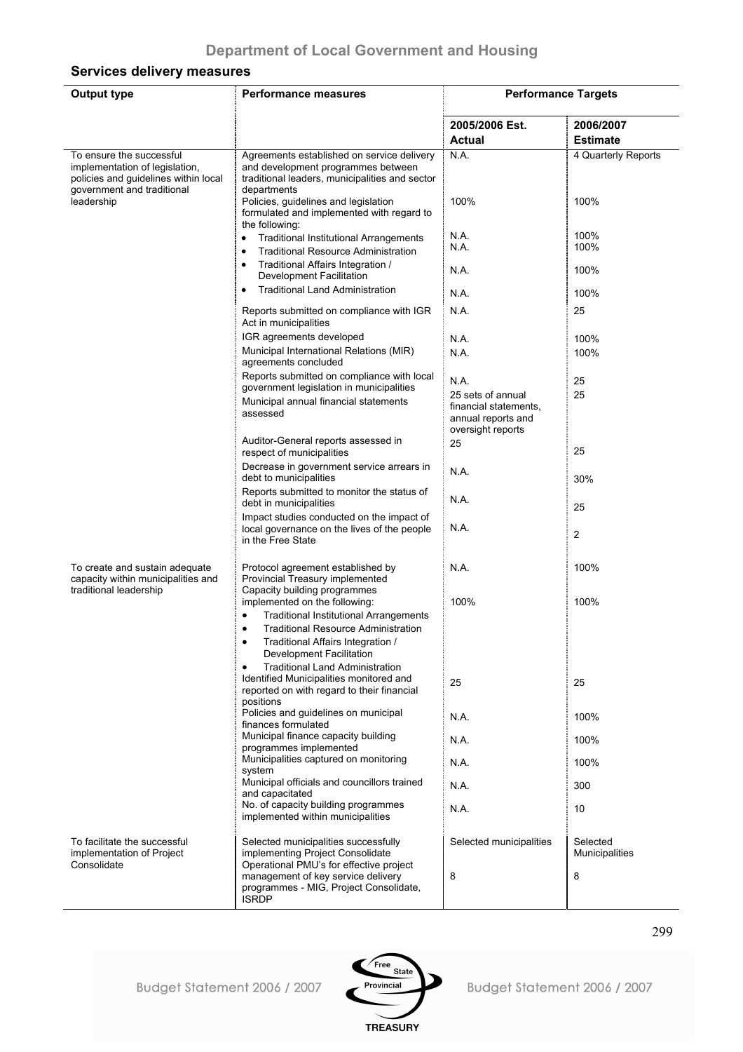## Department of Local Government and Housing

### Services delivery measures

| Output type | Performance measures | Performance Targets | |
|---|---|---|---|
| | | 2005/2006 Est. Actual | 2006/2007 Estimate |
| To ensure the successful implementation of legislation, policies and guidelines within local government and traditional leadership | Agreements established on service delivery and development programmes between traditional leaders, municipalities and sector departments | N.A. | 4 Quarterly Reports |
| | Policies, guidelines and legislation formulated and implemented with regard to the following: | 100% | 100% |
| | • Traditional Institutional Arrangements | N.A. | 100% |
| | • Traditional Resource Administration | N.A. | 100% |
| | • Traditional Affairs Integration / Development Facilitation | N.A. | 100% |
| | • Traditional Land Administration | N.A. | 100% |
| | Reports submitted on compliance with IGR Act in municipalities | N.A. | 25 |
| | IGR agreements developed | N.A. | 100% |
| | Municipal International Relations (MIR) agreements concluded | N.A. | 100% |
| | Reports submitted on compliance with local government legislation in municipalities | N.A. | 25 |
| | Municipal annual financial statements assessed | 25 sets of annual financial statements, annual reports and oversight reports | 25 |
| | Auditor-General reports assessed in respect of municipalities | 25 | 25 |
| | Decrease in government service arrears in debt to municipalities | N.A. | 30% |
| | Reports submitted to monitor the status of debt in municipalities | N.A. | 25 |
| | Impact studies conducted on the impact of local governance on the lives of the people in the Free State | N.A. | 2 |
| To create and sustain adequate capacity within municipalities and traditional leadership | Protocol agreement established by Provincial Treasury implemented | N.A. | 100% |
| | Capacity building programmes implemented on the following:<br>• Traditional Institutional Arrangements<br>• Traditional Resource Administration<br>• Traditional Affairs Integration / Development Facilitation<br>• Traditional Land Administration | 100% | 100% |
| | Identified Municipalities monitored and reported on with regard to their financial positions | 25 | 25 |
| | Policies and guidelines on municipal finances formulated | N.A. | 100% |
| | Municipal finance capacity building programmes implemented | N.A. | 100% |
| | Municipalities captured on monitoring system | N.A. | 100% |
| | Municipal officials and councillors trained and capacitated | N.A. | 300 |
| | No. of capacity building programmes implemented within municipalities | N.A. | 10 |
| To facilitate the successful implementation of Project Consolidate | Selected municipalities successfully implementing Project Consolidate | Selected municipalities | Selected Municipalities |
| | Operational PMU's for effective project management of key service delivery programmes - MIG, Project Consolidate, ISRDP | 8 | 8 |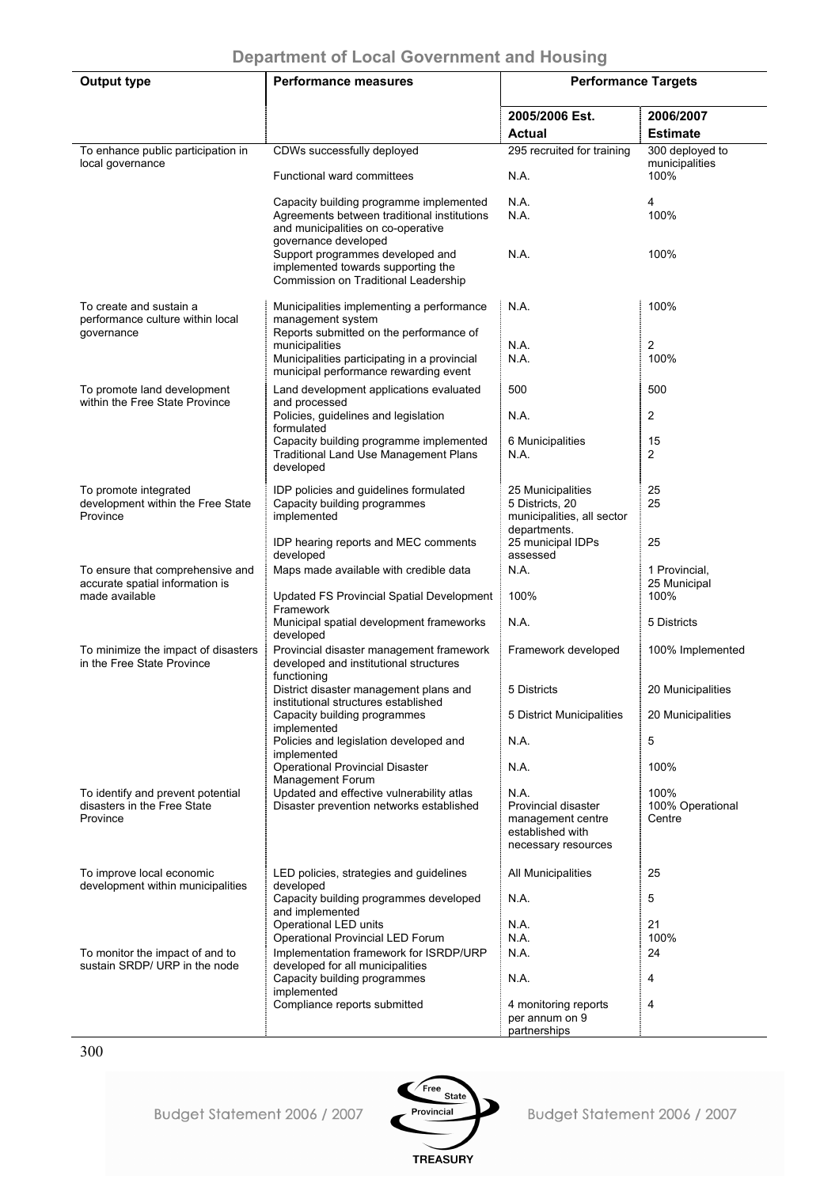## Department of Local Government and Housing

| Output type | Performance measures | Performance Targets | |
|---|---|---|---|
| | | 2005/2006 Est. Actual | 2006/2007 Estimate |
| To enhance public participation in local governance | CDWs successfully deployed | 295 recruited for training | 300 deployed to municipalities |
| | Functional ward committees | N.A. | 100% |
| | Capacity building programme implemented | N.A. | 4 |
| | Agreements between traditional institutions and municipalities on co-operative governance developed | N.A. | 100% |
| | Support programmes developed and implemented towards supporting the Commission on Traditional Leadership | N.A. | 100% |
| To create and sustain a performance culture within local governance | Municipalities implementing a performance management system | N.A. | 100% |
| | Reports submitted on the performance of municipalities | N.A. | 2 |
| | Municipalities participating in a provincial municipal performance rewarding event | N.A. | 100% |
| To promote land development within the Free State Province | Land development applications evaluated and processed | 500 | 500 |
| | Policies, guidelines and legislation formulated | N.A. | 2 |
| | Capacity building programme implemented | 6 Municipalities | 15 |
| | Traditional Land Use Management Plans developed | N.A. | 2 |
| To promote integrated development within the Free State Province | IDP policies and guidelines formulated | 25 Municipalities | 25 |
| | Capacity building programmes implemented | 5 Districts, 20 municipalities, all sector departments. | 25 |
| | IDP hearing reports and MEC comments developed | 25 municipal IDPs assessed | 25 |
| To ensure that comprehensive and accurate spatial information is made available | Maps made available with credible data | N.A. | 1 Provincial, 25 Municipal |
| | Updated FS Provincial Spatial Development Framework | 100% | 100% |
| | Municipal spatial development frameworks developed | N.A. | 5 Districts |
| To minimize the impact of disasters in the Free State Province | Provincial disaster management framework developed and institutional structures functioning | Framework developed | 100% Implemented |
| | District disaster management plans and institutional structures established | 5 Districts | 20 Municipalities |
| | Capacity building programmes implemented | 5 District Municipalities | 20 Municipalities |
| | Policies and legislation developed and implemented | N.A. | 5 |
| | Operational Provincial Disaster Management Forum | N.A. | 100% |
| To identify and prevent potential disasters in the Free State Province | Updated and effective vulnerability atlas | N.A. | 100% |
| | Disaster prevention networks established | Provincial disaster management centre established with necessary resources | 100% Operational Centre |
| To improve local economic development within municipalities | LED policies, strategies and guidelines developed | All Municipalities | 25 |
| | Capacity building programmes developed and implemented | N.A. | 5 |
| | Operational LED units | N.A. | 21 |
| | Operational Provincial LED Forum | N.A. | 100% |
| To monitor the impact of and to sustain SRDP/ URP in the node | Implementation framework for ISRDP/URP developed for all municipalities | N.A. | 24 |
| | Capacity building programmes implemented | N.A. | 4 |
| | Compliance reports submitted | 4 monitoring reports per annum on 9 partnerships | 4 |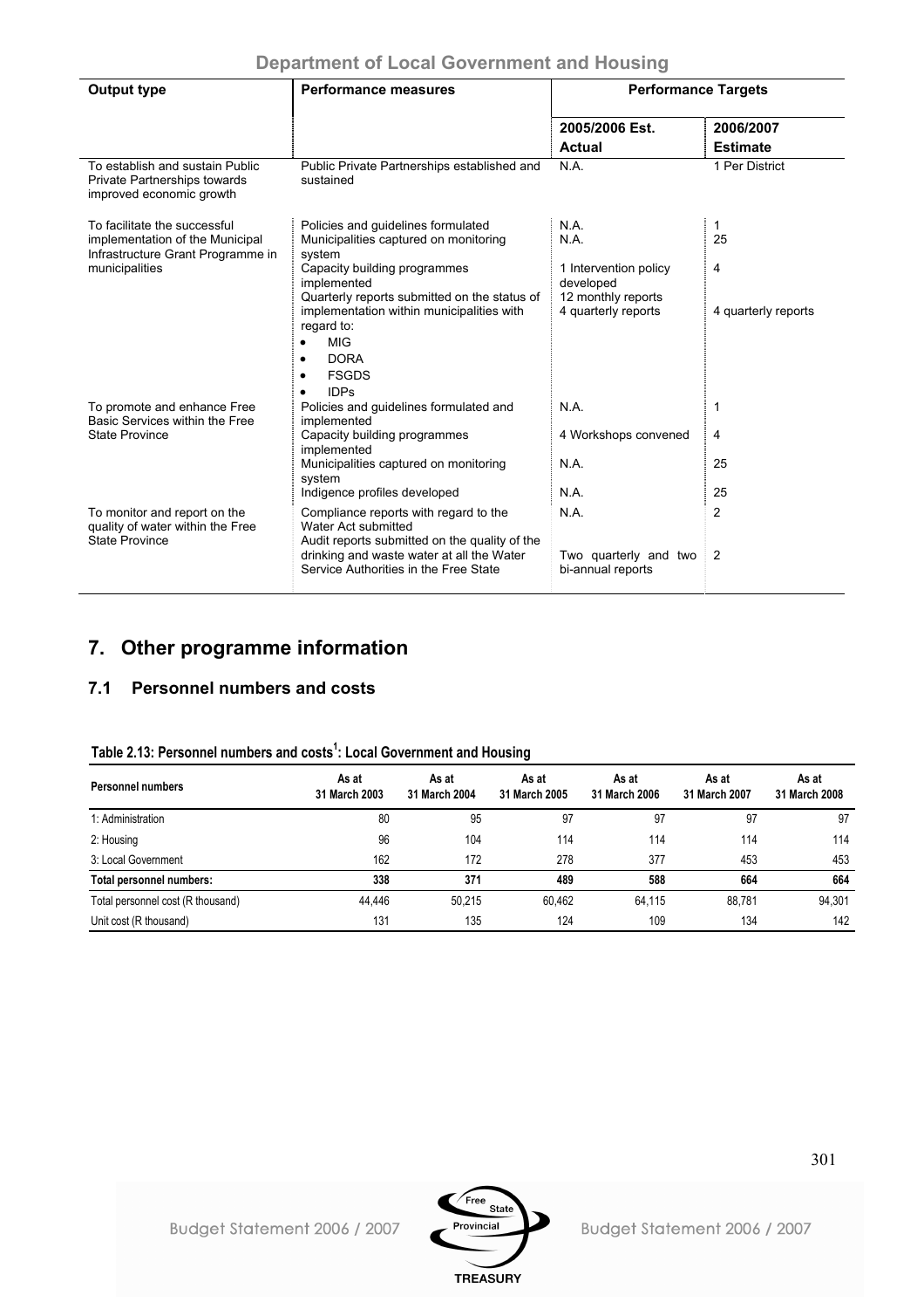| Output type | Performance measures | Performance Targets | |
|---|---|---|---|
| | | 2005/2006 Est. Actual | 2006/2007 Estimate |
| To establish and sustain Public Private Partnerships towards improved economic growth | Public Private Partnerships established and sustained | N.A. | 1 Per District |
| To facilitate the successful implementation of the Municipal Infrastructure Grant Programme in municipalities | Policies and guidelines formulated | N.A. | 1 |
| | Municipalities captured on monitoring system | N.A. | 25 |
| | Capacity building programmes implemented | 1 Intervention policy developed | 4 |
| | Quarterly reports submitted on the status of implementation within municipalities with regard to: • MIG • DORA • FSGDS • IDPs | 12 monthly reports 4 quarterly reports | 4 quarterly reports |
| To promote and enhance Free Basic Services within the Free State Province | Policies and guidelines formulated and implemented | N.A. | 1 |
| | Capacity building programmes implemented | 4 Workshops convened | 4 |
| | Municipalities captured on monitoring system | N.A. | 25 |
| | Indigence profiles developed | N.A. | 25 |
| To monitor and report on the quality of water within the Free State Province | Compliance reports with regard to the Water Act submitted | N.A. | 2 |
| | Audit reports submitted on the quality of the drinking and waste water at all the Water Service Authorities in the Free State | Two quarterly and two bi-annual reports | 2 |

## 7. Other programme information

### 7.1 Personnel numbers and costs

**Table 2.13: Personnel numbers and costs[1]: Local Government and Housing**

| Personnel numbers | As at 31 March 2003 | As at 31 March 2004 | As at 31 March 2005 | As at 31 March 2006 | As at 31 March 2007 | As at 31 March 2008 |
|---|---|---|---|---|---|---|
| 1: Administration | 80 | 95 | 97 | 97 | 97 | 97 |
| 2: Housing | 96 | 104 | 114 | 114 | 114 | 114 |
| 3: Local Government | 162 | 172 | 278 | 377 | 453 | 453 |
| **Total personnel numbers:** | **338** | **371** | **489** | **588** | **664** | **664** |
| Total personnel cost (R thousand) | 44,446 | 50,215 | 60,462 | 64,115 | 88,781 | 94,301 |
| Unit cost (R thousand) | 131 | 135 | 124 | 109 | 134 | 142 |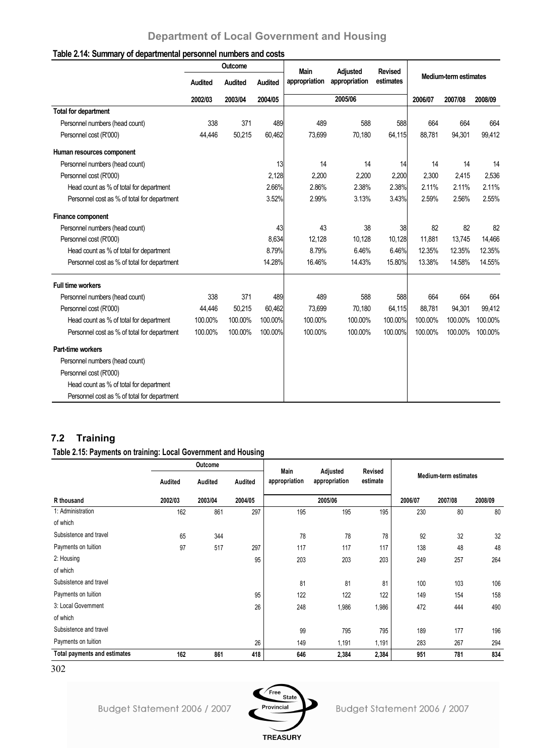## Department of Local Government and Housing

**Table 2.14: Summary of departmental personnel numbers and costs**

| | Outcome | | | Main appropriation | Adjusted appropriation | Revised estimates | Medium-term estimates | | |
|---|---|---|---|---|---|---|---|---|---|
| | Audited | Audited | Audited | | | | | | |
| | 2002/03 | 2003/04 | 2004/05 | | 2005/06 | | 2006/07 | 2007/08 | 2008/09 |
| **Total for department** | | | | | | | | | |
| Personnel numbers (head count) | 338 | 371 | 489 | 489 | 588 | 588 | 664 | 664 | 664 |
| Personnel cost (R'000) | 44,446 | 50,215 | 60,462 | 73,699 | 70,180 | 64,115 | 88,781 | 94,301 | 99,412 |
| **Human resources component** | | | | | | | | | |
| Personnel numbers (head count) | | | 13 | 14 | 14 | 14 | 14 | 14 | 14 |
| Personnel cost (R'000) | | | 2,128 | 2,200 | 2,200 | 2,200 | 2,300 | 2,415 | 2,536 |
| Head count as % of total for department | | | 2.66% | 2.86% | 2.38% | 2.38% | 2.11% | 2.11% | 2.11% |
| Personnel cost as % of total for department | | | 3.52% | 2.99% | 3.13% | 3.43% | 2.59% | 2.56% | 2.55% |
| **Finance component** | | | | | | | | | |
| Personnel numbers (head count) | | | 43 | 43 | 38 | 38 | 82 | 82 | 82 |
| Personnel cost (R'000) | | | 8,634 | 12,128 | 10,128 | 10,128 | 11,881 | 13,745 | 14,466 |
| Head count as % of total for department | | | 8.79% | 8.79% | 6.46% | 6.46% | 12.35% | 12.35% | 12.35% |
| Personnel cost as % of total for department | | | 14.28% | 16.46% | 14.43% | 15.80% | 13.38% | 14.58% | 14.55% |
| **Full time workers** | | | | | | | | | |
| Personnel numbers (head count) | 338 | 371 | 489 | 489 | 588 | 588 | 664 | 664 | 664 |
| Personnel cost (R'000) | 44,446 | 50,215 | 60,462 | 73,699 | 70,180 | 64,115 | 88,781 | 94,301 | 99,412 |
| Head count as % of total for department | 100.00% | 100.00% | 100.00% | 100.00% | 100.00% | 100.00% | 100.00% | 100.00% | 100.00% |
| Personnel cost as % of total for department | 100.00% | 100.00% | 100.00% | 100.00% | 100.00% | 100.00% | 100.00% | 100.00% | 100.00% |
| **Part-time workers** | | | | | | | | | |
| Personnel numbers (head count) | | | | | | | | | |
| Personnel cost (R'000) | | | | | | | | | |
| Head count as % of total for department | | | | | | | | | |
| Personnel cost as % of total for department | | | | | | | | | |

## 7.2 Training

**Table 2.15: Payments on training: Local Government and Housing**

| | Outcome | | | Main appropriation | Adjusted appropriation | Revised estimate | Medium-term estimates | | |
|---|---|---|---|---|---|---|---|---|---|
| | Audited | Audited | Audited | | | | | | |
| R thousand | 2002/03 | 2003/04 | 2004/05 | | 2005/06 | | 2006/07 | 2007/08 | 2008/09 |
| 1: Administration | 162 | 861 | 297 | 195 | 195 | 195 | 230 | 80 | 80 |
| of which | | | | | | | | | |
| Subsistence and travel | 65 | 344 | | 78 | 78 | 78 | 92 | 32 | 32 |
| Payments on tuition | 97 | 517 | 297 | 117 | 117 | 117 | 138 | 48 | 48 |
| 2: Housing | | | 95 | 203 | 203 | 203 | 249 | 257 | 264 |
| of which | | | | | | | | | |
| Subsistence and travel | | | | 81 | 81 | 81 | 100 | 103 | 106 |
| Payments on tuition | | | 95 | 122 | 122 | 122 | 149 | 154 | 158 |
| 3: Local Government | | | 26 | 248 | 1,986 | 1,986 | 472 | 444 | 490 |
| of which | | | | | | | | | |
| Subsistence and travel | | | | 99 | 795 | 795 | 189 | 177 | 196 |
| Payments on tuition | | | 26 | 149 | 1,191 | 1,191 | 283 | 267 | 294 |
| **Total payments and estimates** | **162** | **861** | **418** | **646** | **2,384** | **2,384** | **951** | **781** | **834** |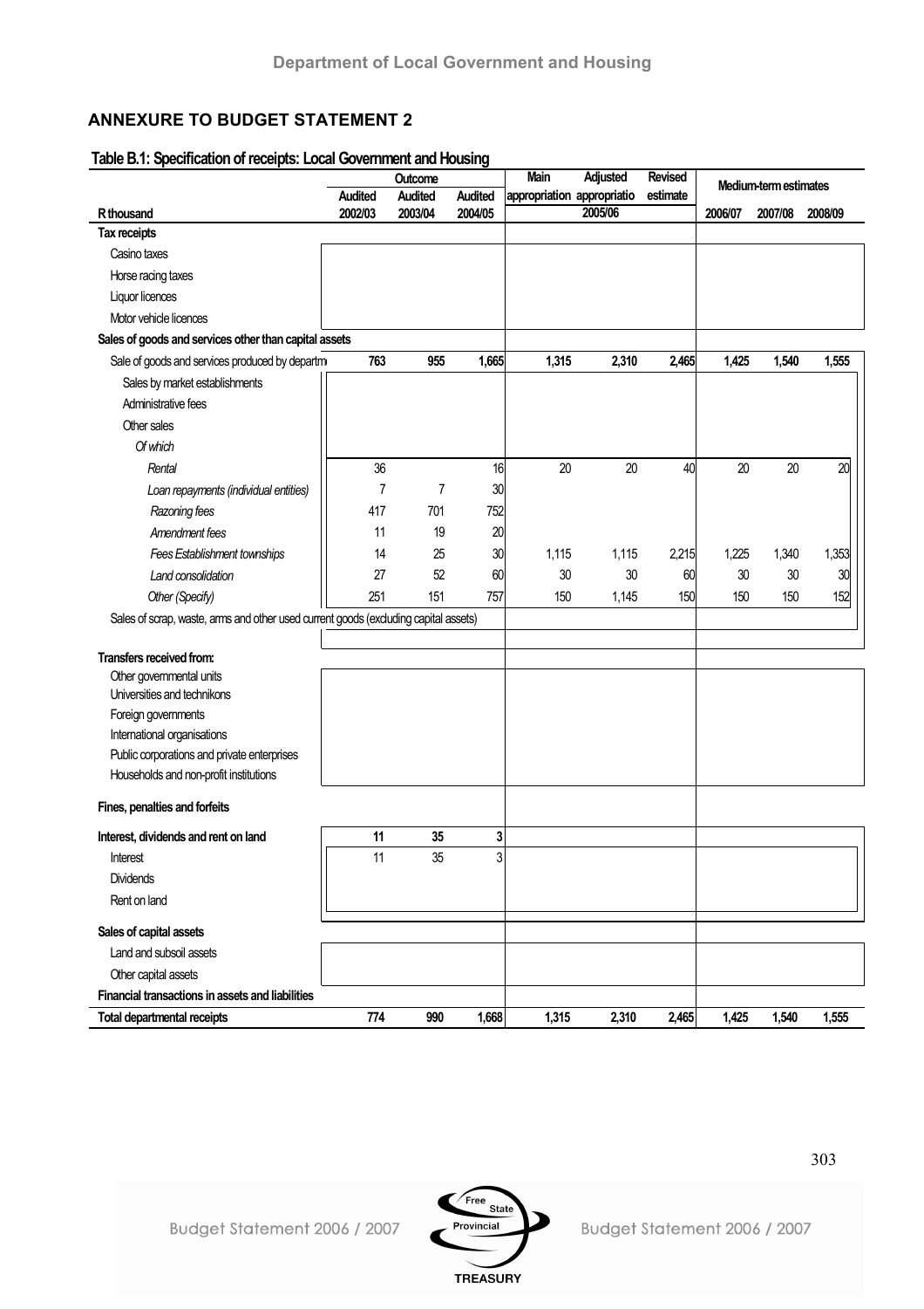## ANNEXURE TO BUDGET STATEMENT 2

**Table B.1: Specification of receipts: Local Government and Housing**

| | Outcome | | | Main appropriation | Adjusted appropriation | Revised estimate | Medium-term estimates | | |
|---|---|---|---|---|---|---|---|---|---|
| | Audited | Audited | Audited | | 2005/06 | | | | |
| **R thousand** | **2002/03** | **2003/04** | **2004/05** | | | | **2006/07** | **2007/08** | **2008/09** |
| **Tax receipts** | | | | | | | | | |
| Casino taxes | | | | | | | | | |
| Horse racing taxes | | | | | | | | | |
| Liquor licences | | | | | | | | | |
| Motor vehicle licences | | | | | | | | | |
| **Sales of goods and services other than capital assets** | | | | | | | | | |
| Sale of goods and services produced by departm | **763** | **955** | **1,665** | **1,315** | **2,310** | **2,465** | **1,425** | **1,540** | **1,555** |
| Sales by market establishments | | | | | | | | | |
| Administrative fees | | | | | | | | | |
| Other sales | | | | | | | | | |
| *Of which* | | | | | | | | | |
| *Rental* | 36 | | 16 | 20 | 20 | 40 | 20 | 20 | 20 |
| *Loan repayments (individual entities)* | 7 | 7 | 30 | | | | | | |
| *Razoning fees* | 417 | 701 | 752 | | | | | | |
| *Amendment fees* | 11 | 19 | 20 | | | | | | |
| *Fees Establishment townships* | 14 | 25 | 30 | 1,115 | 1,115 | 2,215 | 1,225 | 1,340 | 1,353 |
| *Land consolidation* | 27 | 52 | 60 | 30 | 30 | 60 | 30 | 30 | 30 |
| *Other (Specify)* | 251 | 151 | 757 | 150 | 1,145 | 150 | 150 | 150 | 152 |
| Sales of scrap, waste, arms and other used current goods (excluding capital assets) | | | | | | | | | |
| **Transfers received from:** | | | | | | | | | |
| Other governmental units | | | | | | | | | |
| Universities and technikons | | | | | | | | | |
| Foreign governments | | | | | | | | | |
| International organisations | | | | | | | | | |
| Public corporations and private enterprises | | | | | | | | | |
| Households and non-profit institutions | | | | | | | | | |
| **Fines, penalties and forfeits** | | | | | | | | | |
| **Interest, dividends and rent on land** | **11** | **35** | **3** | | | | | | |
| Interest | 11 | 35 | 3 | | | | | | |
| Dividends | | | | | | | | | |
| Rent on land | | | | | | | | | |
| **Sales of capital assets** | | | | | | | | | |
| Land and subsoil assets | | | | | | | | | |
| Other capital assets | | | | | | | | | |
| **Financial transactions in assets and liabilities** | | | | | | | | | |
| **Total departmental receipts** | **774** | **990** | **1,668** | **1,315** | **2,310** | **2,465** | **1,425** | **1,540** | **1,555** |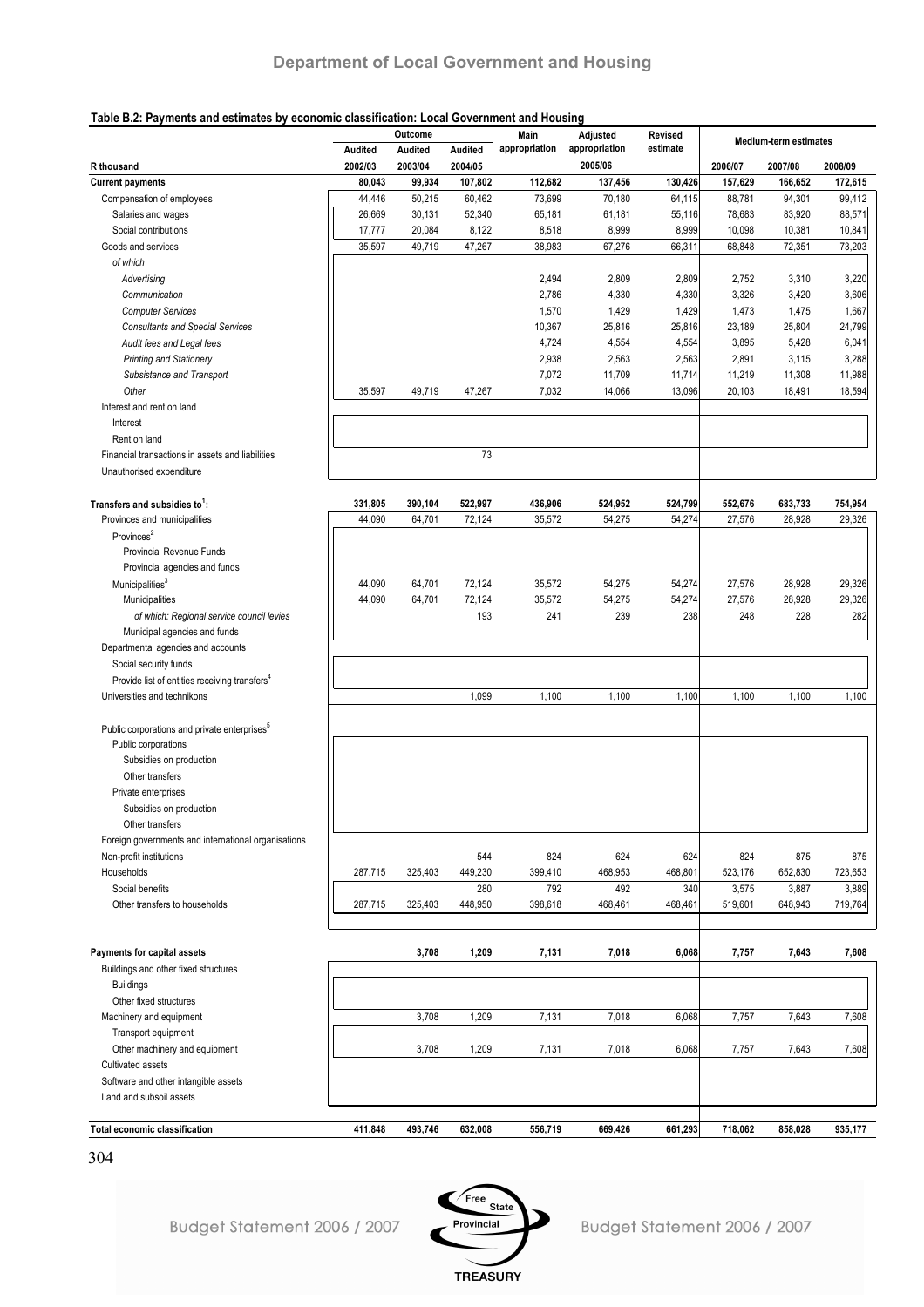## Department of Local Government and Housing

**Table B.2: Payments and estimates by economic classification: Local Government and Housing**

| R thousand | Outcome | | | Main appropriation | Adjusted appropriation | Revised estimate | Medium-term estimates | | |
|---|---|---|---|---|---|---|---|---|---|
| | Audited | Audited | Audited | | 2005/06 | | | | |
| | 2002/03 | 2003/04 | 2004/05 | | | | 2006/07 | 2007/08 | 2008/09 |
| **Current payments** | **80,043** | **99,934** | **107,802** | **112,682** | **137,456** | **130,426** | **157,629** | **166,652** | **172,615** |
| Compensation of employees | 44,446 | 50,215 | 60,462 | 73,699 | 70,180 | 64,115 | 88,781 | 94,301 | 99,412 |
| Salaries and wages | 26,669 | 30,131 | 52,340 | 65,181 | 61,181 | 55,116 | 78,683 | 83,920 | 88,571 |
| Social contributions | 17,777 | 20,084 | 8,122 | 8,518 | 8,999 | 8,999 | 10,098 | 10,381 | 10,841 |
| Goods and services | 35,597 | 49,719 | 47,267 | 38,983 | 67,276 | 66,311 | 68,848 | 72,351 | 73,203 |
| *of which* | | | | | | | | | |
| *Advertising* | | | | 2,494 | 2,809 | 2,809 | 2,752 | 3,310 | 3,220 |
| *Communication* | | | | 2,786 | 4,330 | 4,330 | 3,326 | 3,420 | 3,606 |
| *Computer Services* | | | | 1,570 | 1,429 | 1,429 | 1,473 | 1,475 | 1,667 |
| *Consultants and Special Services* | | | | 10,367 | 25,816 | 25,816 | 23,189 | 25,804 | 24,799 |
| *Audit fees and Legal fees* | | | | 4,724 | 4,554 | 4,554 | 3,895 | 5,428 | 6,041 |
| *Printing and Stationery* | | | | 2,938 | 2,563 | 2,563 | 2,891 | 3,115 | 3,288 |
| *Subsistance and Transport* | | | | 7,072 | 11,709 | 11,714 | 11,219 | 11,308 | 11,988 |
| *Other* | 35,597 | 49,719 | 47,267 | 7,032 | 14,066 | 13,096 | 20,103 | 18,491 | 18,594 |
| Interest and rent on land | | | | | | | | | |
| Interest | | | | | | | | | |
| Rent on land | | | | | | | | | |
| Financial transactions in assets and liabilities | | | 73 | | | | | | |
| Unauthorised expenditure | | | | | | | | | |
| **Transfers and subsidies to[1]:** | **331,805** | **390,104** | **522,997** | **436,906** | **524,952** | **524,799** | **552,676** | **683,733** | **754,954** |
| Provinces and municipalities | 44,090 | 64,701 | 72,124 | 35,572 | 54,275 | 54,274 | 27,576 | 28,928 | 29,326 |
| Provinces[2] | | | | | | | | | |
| Provincial Revenue Funds | | | | | | | | | |
| Provincial agencies and funds | | | | | | | | | |
| Municipalities[3] | 44,090 | 64,701 | 72,124 | 35,572 | 54,275 | 54,274 | 27,576 | 28,928 | 29,326 |
| Municipalities | 44,090 | 64,701 | 72,124 | 35,572 | 54,275 | 54,274 | 27,576 | 28,928 | 29,326 |
| *of which: Regional service council levies* | | | 193 | 241 | 239 | 238 | 248 | 228 | 282 |
| Municipal agencies and funds | | | | | | | | | |
| Departmental agencies and accounts | | | | | | | | | |
| Social security funds | | | | | | | | | |
| Provide list of entities receiving transfers[4] | | | | | | | | | |
| Universities and technikons | | | 1,099 | 1,100 | 1,100 | 1,100 | 1,100 | 1,100 | 1,100 |
| Public corporations and private enterprises[5] | | | | | | | | | |
| Public corporations | | | | | | | | | |
| Subsidies on production | | | | | | | | | |
| Other transfers | | | | | | | | | |
| Private enterprises | | | | | | | | | |
| Subsidies on production | | | | | | | | | |
| Other transfers | | | | | | | | | |
| Foreign governments and international organisations | | | | | | | | | |
| Non-profit institutions | | | 544 | 824 | 624 | 624 | 824 | 875 | 875 |
| Households | 287,715 | 325,403 | 449,230 | 399,410 | 468,953 | 468,801 | 523,176 | 652,830 | 723,653 |
| Social benefits | | | 280 | 792 | 492 | 340 | 3,575 | 3,887 | 3,889 |
| Other transfers to households | 287,715 | 325,403 | 448,950 | 398,618 | 468,461 | 468,461 | 519,601 | 648,943 | 719,764 |
| **Payments for capital assets** | | **3,708** | **1,209** | **7,131** | **7,018** | **6,068** | **7,757** | **7,643** | **7,608** |
| Buildings and other fixed structures | | | | | | | | | |
| Buildings | | | | | | | | | |
| Other fixed structures | | | | | | | | | |
| Machinery and equipment | | 3,708 | 1,209 | 7,131 | 7,018 | 6,068 | 7,757 | 7,643 | 7,608 |
| Transport equipment | | | | | | | | | |
| Other machinery and equipment | | 3,708 | 1,209 | 7,131 | 7,018 | 6,068 | 7,757 | 7,643 | 7,608 |
| Cultivated assets | | | | | | | | | |
| Software and other intangible assets | | | | | | | | | |
| Land and subsoil assets | | | | | | | | | |
| **Total economic classification** | **411,848** | **493,746** | **632,008** | **556,719** | **669,426** | **661,293** | **718,062** | **858,028** | **935,177** |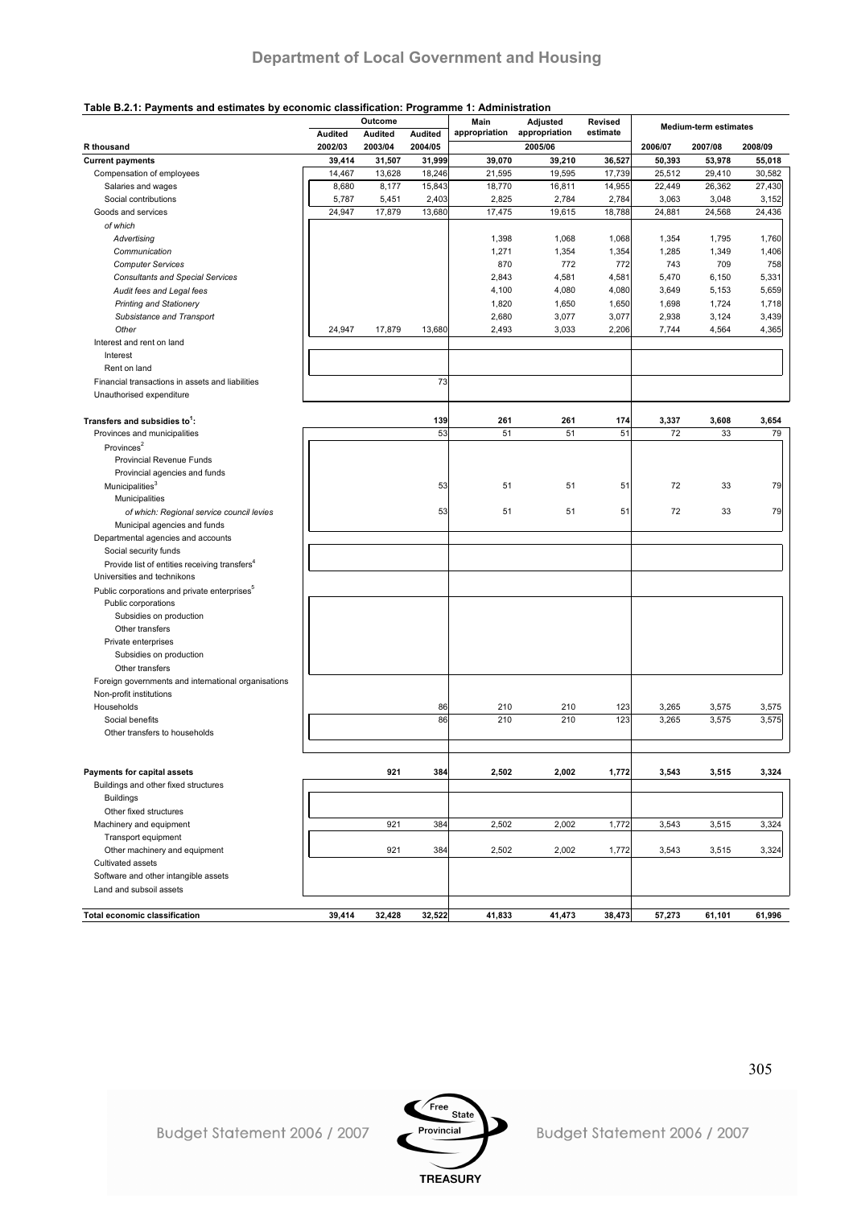## Table B.2.1: Payments and estimates by economic classification: Programme 1: Administration

| R thousand | Outcome | | | Main appropriation | Adjusted appropriation | Revised estimate | Medium-term estimates | | |
|---|---|---|---|---|---|---|---|---|---|
| | Audited 2002/03 | Audited 2003/04 | Audited 2004/05 | 2005/06 | | | 2006/07 | 2007/08 | 2008/09 |
| **Current payments** | **39,414** | **31,507** | **31,999** | **39,070** | **39,210** | **36,527** | **50,393** | **53,978** | **55,018** |
| Compensation of employees | 14,467 | 13,628 | 18,246 | 21,595 | 19,595 | 17,739 | 25,512 | 29,410 | 30,582 |
| Salaries and wages | 8,680 | 8,177 | 15,843 | 18,770 | 16,811 | 14,955 | 22,449 | 26,362 | 27,430 |
| Social contributions | 5,787 | 5,451 | 2,403 | 2,825 | 2,784 | 2,784 | 3,063 | 3,048 | 3,152 |
| Goods and services | 24,947 | 17,879 | 13,680 | 17,475 | 19,615 | 18,788 | 24,881 | 24,568 | 24,436 |
| *of which* | | | | | | | | | |
| *Advertising* | | | | 1,398 | 1,068 | 1,068 | 1,354 | 1,795 | 1,760 |
| *Communication* | | | | 1,271 | 1,354 | 1,354 | 1,285 | 1,349 | 1,406 |
| *Computer Services* | | | | 870 | 772 | 772 | 743 | 709 | 758 |
| *Consultants and Special Services* | | | | 2,843 | 4,581 | 4,581 | 5,470 | 6,150 | 5,331 |
| *Audit fees and Legal fees* | | | | 4,100 | 4,080 | 4,080 | 3,649 | 5,153 | 5,659 |
| *Printing and Stationery* | | | | 1,820 | 1,650 | 1,650 | 1,698 | 1,724 | 1,718 |
| *Subsistance and Transport* | | | | 2,680 | 3,077 | 3,077 | 2,938 | 3,124 | 3,439 |
| *Other* | 24,947 | 17,879 | 13,680 | 2,493 | 3,033 | 2,206 | 7,744 | 4,564 | 4,365 |
| Interest and rent on land | | | | | | | | | |
| Interest | | | | | | | | | |
| Rent on land | | | | | | | | | |
| Financial transactions in assets and liabilities | | | 73 | | | | | | |
| Unauthorised expenditure | | | | | | | | | |
| **Transfers and subsidies to[1]:** | | | **139** | **261** | **261** | **174** | **3,337** | **3,608** | **3,654** |
| Provinces and municipalities | | | 53 | 51 | 51 | 51 | 72 | 33 | 79 |
| Provinces[2] | | | | | | | | | |
| Provincial Revenue Funds | | | | | | | | | |
| Provincial agencies and funds | | | | | | | | | |
| Municipalities[3] | | | 53 | 51 | 51 | 51 | 72 | 33 | 79 |
| Municipalities | | | | | | | | | |
| *of which: Regional service council levies* | | | 53 | 51 | 51 | 51 | 72 | 33 | 79 |
| Municipal agencies and funds | | | | | | | | | |
| Departmental agencies and accounts | | | | | | | | | |
| Social security funds | | | | | | | | | |
| Provide list of entities receiving transfers[4] | | | | | | | | | |
| Universities and technikons | | | | | | | | | |
| Public corporations and private enterprises[5] | | | | | | | | | |
| Public corporations | | | | | | | | | |
| Subsidies on production | | | | | | | | | |
| Other transfers | | | | | | | | | |
| Private enterprises | | | | | | | | | |
| Subsidies on production | | | | | | | | | |
| Other transfers | | | | | | | | | |
| Foreign governments and international organisations | | | | | | | | | |
| Non-profit institutions | | | | | | | | | |
| Households | | | 86 | 210 | 210 | 123 | 3,265 | 3,575 | 3,575 |
| Social benefits | | | 86 | 210 | 210 | 123 | 3,265 | 3,575 | 3,575 |
| Other transfers to households | | | | | | | | | |
| **Payments for capital assets** | | **921** | **384** | **2,502** | **2,002** | **1,772** | **3,543** | **3,515** | **3,324** |
| Buildings and other fixed structures | | | | | | | | | |
| Buildings | | | | | | | | | |
| Other fixed structures | | | | | | | | | |
| Machinery and equipment | | 921 | 384 | 2,502 | 2,002 | 1,772 | 3,543 | 3,515 | 3,324 |
| Transport equipment | | | | | | | | | |
| Other machinery and equipment | | 921 | 384 | 2,502 | 2,002 | 1,772 | 3,543 | 3,515 | 3,324 |
| Cultivated assets | | | | | | | | | |
| Software and other intangible assets | | | | | | | | | |
| Land and subsoil assets | | | | | | | | | |
| **Total economic classification** | **39,414** | **32,428** | **32,522** | **41,833** | **41,473** | **38,473** | **57,273** | **61,101** | **61,996** |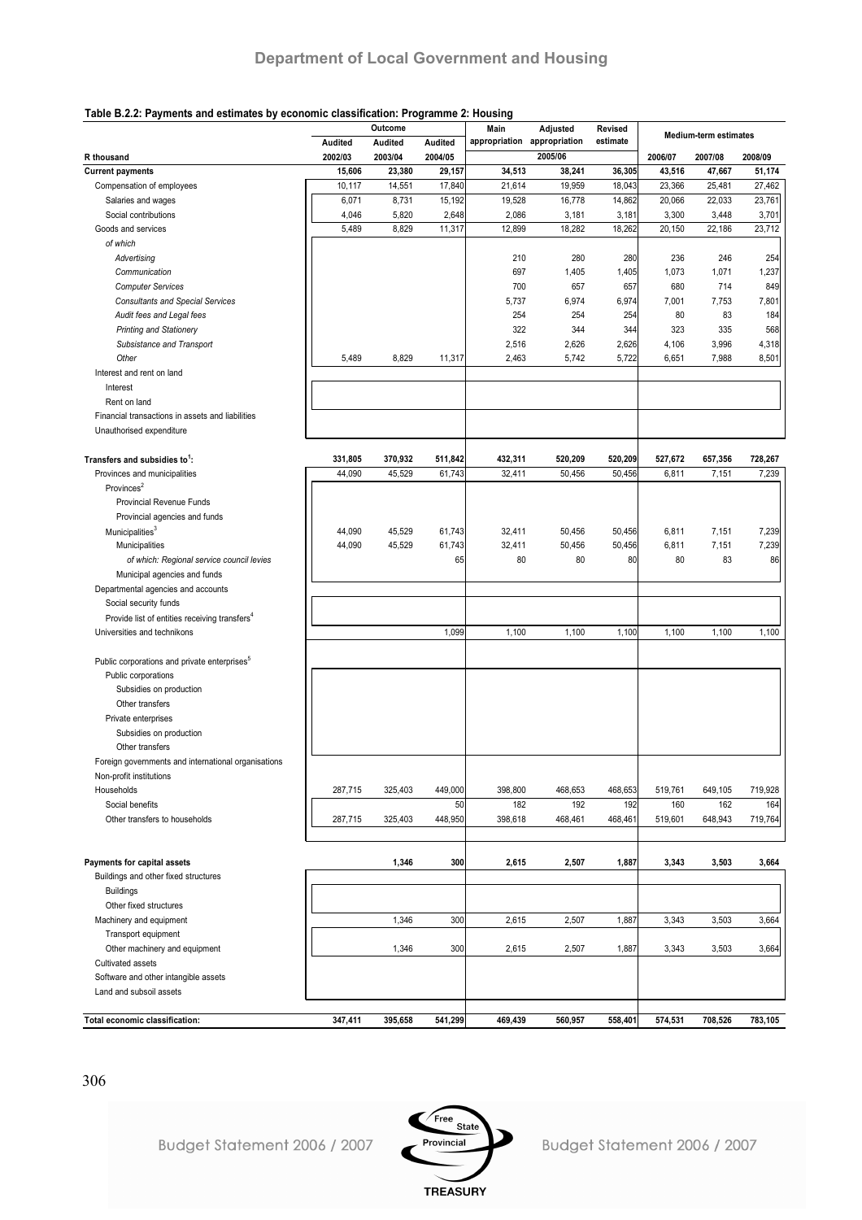# Department of Local Government and Housing

**Table B.2.2: Payments and estimates by economic classification: Programme 2: Housing**

| R thousand | Outcome | | | Main appropriation | Adjusted appropriation | Revised estimate | Medium-term estimates | | |
|---|---|---|---|---|---|---|---|---|---|
| | Audited | Audited | Audited | | 2005/06 | | | | |
| | 2002/03 | 2003/04 | 2004/05 | | | | 2006/07 | 2007/08 | 2008/09 |
| **Current payments** | **15,606** | **23,380** | **29,157** | **34,513** | **38,241** | **36,305** | **43,516** | **47,667** | **51,174** |
| Compensation of employees | 10,117 | 14,551 | 17,840 | 21,614 | 19,959 | 18,043 | 23,366 | 25,481 | 27,462 |
| Salaries and wages | 6,071 | 8,731 | 15,192 | 19,528 | 16,778 | 14,862 | 20,066 | 22,033 | 23,761 |
| Social contributions | 4,046 | 5,820 | 2,648 | 2,086 | 3,181 | 3,181 | 3,300 | 3,448 | 3,701 |
| Goods and services | 5,489 | 8,829 | 11,317 | 12,899 | 18,282 | 18,262 | 20,150 | 22,186 | 23,712 |
| *of which* | | | | | | | | | |
| *Advertising* | | | | 210 | 280 | 280 | 236 | 246 | 254 |
| *Communication* | | | | 697 | 1,405 | 1,405 | 1,073 | 1,071 | 1,237 |
| *Computer Services* | | | | 700 | 657 | 657 | 680 | 714 | 849 |
| *Consultants and Special Services* | | | | 5,737 | 6,974 | 6,974 | 7,001 | 7,753 | 7,801 |
| *Audit fees and Legal fees* | | | | 254 | 254 | 254 | 80 | 83 | 184 |
| *Printing and Stationery* | | | | 322 | 344 | 344 | 323 | 335 | 568 |
| *Subsistance and Transport* | | | | 2,516 | 2,626 | 2,626 | 4,106 | 3,996 | 4,318 |
| *Other* | 5,489 | 8,829 | 11,317 | 2,463 | 5,742 | 5,722 | 6,651 | 7,988 | 8,501 |
| Interest and rent on land | | | | | | | | | |
| Interest | | | | | | | | | |
| Rent on land | | | | | | | | | |
| Financial transactions in assets and liabilities | | | | | | | | | |
| Unauthorised expenditure | | | | | | | | | |
| **Transfers and subsidies to[1]:** | **331,805** | **370,932** | **511,842** | **432,311** | **520,209** | **520,209** | **527,672** | **657,356** | **728,267** |
| Provinces and municipalities | 44,090 | 45,529 | 61,743 | 32,411 | 50,456 | 50,456 | 6,811 | 7,151 | 7,239 |
| Provinces[2] | | | | | | | | | |
| Provincial Revenue Funds | | | | | | | | | |
| Provincial agencies and funds | | | | | | | | | |
| Municipalities[3] | 44,090 | 45,529 | 61,743 | 32,411 | 50,456 | 50,456 | 6,811 | 7,151 | 7,239 |
| Municipalities | 44,090 | 45,529 | 61,743 | 32,411 | 50,456 | 50,456 | 6,811 | 7,151 | 7,239 |
| *of which: Regional service council levies* | | | 65 | 80 | 80 | 80 | 80 | 83 | 86 |
| Municipal agencies and funds | | | | | | | | | |
| Departmental agencies and accounts | | | | | | | | | |
| Social security funds | | | | | | | | | |
| Provide list of entities receiving transfers[4] | | | | | | | | | |
| Universities and technikons | | | 1,099 | 1,100 | 1,100 | 1,100 | 1,100 | 1,100 | 1,100 |
| Public corporations and private enterprises[5] | | | | | | | | | |
| Public corporations | | | | | | | | | |
| Subsidies on production | | | | | | | | | |
| Other transfers | | | | | | | | | |
| Private enterprises | | | | | | | | | |
| Subsidies on production | | | | | | | | | |
| Other transfers | | | | | | | | | |
| Foreign governments and international organisations | | | | | | | | | |
| Non-profit institutions | | | | | | | | | |
| Households | 287,715 | 325,403 | 449,000 | 398,800 | 468,653 | 468,653 | 519,761 | 649,105 | 719,928 |
| Social benefits | | | 50 | 182 | 192 | 192 | 160 | 162 | 164 |
| Other transfers to households | 287,715 | 325,403 | 448,950 | 398,618 | 468,461 | 468,461 | 519,601 | 648,943 | 719,764 |
| **Payments for capital assets** | | **1,346** | **300** | **2,615** | **2,507** | **1,887** | **3,343** | **3,503** | **3,664** |
| Buildings and other fixed structures | | | | | | | | | |
| Buildings | | | | | | | | | |
| Other fixed structures | | | | | | | | | |
| Machinery and equipment | | 1,346 | 300 | 2,615 | 2,507 | 1,887 | 3,343 | 3,503 | 3,664 |
| Transport equipment | | | | | | | | | |
| Other machinery and equipment | | 1,346 | 300 | 2,615 | 2,507 | 1,887 | 3,343 | 3,503 | 3,664 |
| Cultivated assets | | | | | | | | | |
| Software and other intangible assets | | | | | | | | | |
| Land and subsoil assets | | | | | | | | | |
| **Total economic classification:** | **347,411** | **395,658** | **541,299** | **469,439** | **560,957** | **558,401** | **574,531** | **708,526** | **783,105** |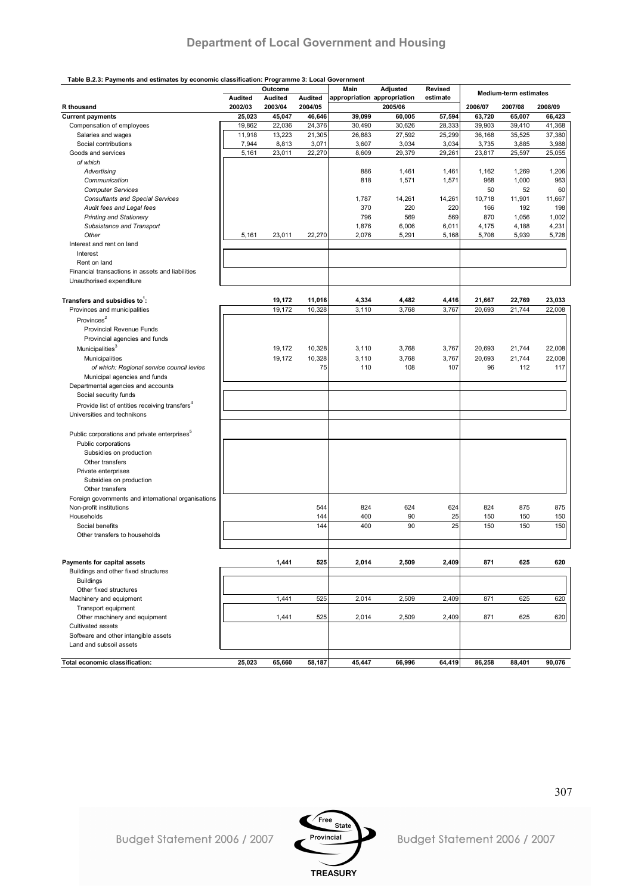**Table B.2.3: Payments and estimates by economic classification: Programme 3: Local Government**

| R thousand | Outcome | | | Main appropriation | Adjusted appropriation | Revised estimate | Medium-term estimates | | |
|---|---|---|---|---|---|---|---|---|---|
| | Audited 2002/03 | Audited 2003/04 | Audited 2004/05 | | 2005/06 | | 2006/07 | 2007/08 | 2008/09 |
| **Current payments** | **25,023** | **45,047** | **46,646** | **39,099** | **60,005** | **57,594** | **63,720** | **65,007** | **66,423** |
| Compensation of employees | 19,862 | 22,036 | 24,376 | 30,490 | 30,626 | 28,333 | 39,903 | 39,410 | 41,368 |
| Salaries and wages | 11,918 | 13,223 | 21,305 | 26,883 | 27,592 | 25,299 | 36,168 | 35,525 | 37,380 |
| Social contributions | 7,944 | 8,813 | 3,071 | 3,607 | 3,034 | 3,034 | 3,735 | 3,885 | 3,988 |
| Goods and services | 5,161 | 23,011 | 22,270 | 8,609 | 29,379 | 29,261 | 23,817 | 25,597 | 25,055 |
| *of which* | | | | | | | | | |
| *Advertising* | | | | 886 | 1,461 | 1,461 | 1,162 | 1,269 | 1,206 |
| *Communication* | | | | 818 | 1,571 | 1,571 | 968 | 1,000 | 963 |
| *Computer Services* | | | | | | | 50 | 52 | 60 |
| *Consultants and Special Services* | | | | 1,787 | 14,261 | 14,261 | 10,718 | 11,901 | 11,667 |
| *Audit fees and Legal fees* | | | | 370 | 220 | 220 | 166 | 192 | 198 |
| *Printing and Stationery* | | | | 796 | 569 | 569 | 870 | 1,056 | 1,002 |
| *Subsistance and Transport* | | | | 1,876 | 6,006 | 6,011 | 4,175 | 4,188 | 4,231 |
| *Other* | 5,161 | 23,011 | 22,270 | 2,076 | 5,291 | 5,168 | 5,708 | 5,939 | 5,728 |
| Interest and rent on land | | | | | | | | | |
| Interest | | | | | | | | | |
| Rent on land | | | | | | | | | |
| Financial transactions in assets and liabilities | | | | | | | | | |
| Unauthorised expenditure | | | | | | | | | |
| **Transfers and subsidies to[1]:** | | **19,172** | **11,016** | **4,334** | **4,482** | **4,416** | **21,667** | **22,769** | **23,033** |
| Provinces and municipalities | | 19,172 | 10,328 | 3,110 | 3,768 | 3,767 | 20,693 | 21,744 | 22,008 |
| Provinces[2] | | | | | | | | | |
| Provincial Revenue Funds | | | | | | | | | |
| Provincial agencies and funds | | | | | | | | | |
| Municipalities[3] | | 19,172 | 10,328 | 3,110 | 3,768 | 3,767 | 20,693 | 21,744 | 22,008 |
| Municipalities | | 19,172 | 10,328 | 3,110 | 3,768 | 3,767 | 20,693 | 21,744 | 22,008 |
| *of which: Regional service council levies* | | | 75 | 110 | 108 | 107 | 96 | 112 | 117 |
| Municipal agencies and funds | | | | | | | | | |
| Departmental agencies and accounts | | | | | | | | | |
| Social security funds | | | | | | | | | |
| Provide list of entities receiving transfers[4] | | | | | | | | | |
| Universities and technikons | | | | | | | | | |
| Public corporations and private enterprises[5] | | | | | | | | | |
| Public corporations | | | | | | | | | |
| Subsidies on production | | | | | | | | | |
| Other transfers | | | | | | | | | |
| Private enterprises | | | | | | | | | |
| Subsidies on production | | | | | | | | | |
| Other transfers | | | | | | | | | |
| Foreign governments and international organisations | | | | | | | | | |
| Non-profit institutions | | | 544 | 824 | 624 | 624 | 824 | 875 | 875 |
| Households | | | 144 | 400 | 90 | 25 | 150 | 150 | 150 |
| Social benefits | | | 144 | 400 | 90 | 25 | 150 | 150 | 150 |
| Other transfers to households | | | | | | | | | |
| **Payments for capital assets** | | **1,441** | **525** | **2,014** | **2,509** | **2,409** | **871** | **625** | **620** |
| Buildings and other fixed structures | | | | | | | | | |
| Buildings | | | | | | | | | |
| Other fixed structures | | | | | | | | | |
| Machinery and equipment | | 1,441 | 525 | 2,014 | 2,509 | 2,409 | 871 | 625 | 620 |
| Transport equipment | | | | | | | | | |
| Other machinery and equipment | | 1,441 | 525 | 2,014 | 2,509 | 2,409 | 871 | 625 | 620 |
| Cultivated assets | | | | | | | | | |
| Software and other intangible assets | | | | | | | | | |
| Land and subsoil assets | | | | | | | | | |
| **Total economic classification:** | **25,023** | **65,660** | **58,187** | **45,447** | **66,996** | **64,419** | **86,258** | **88,401** | **90,076** |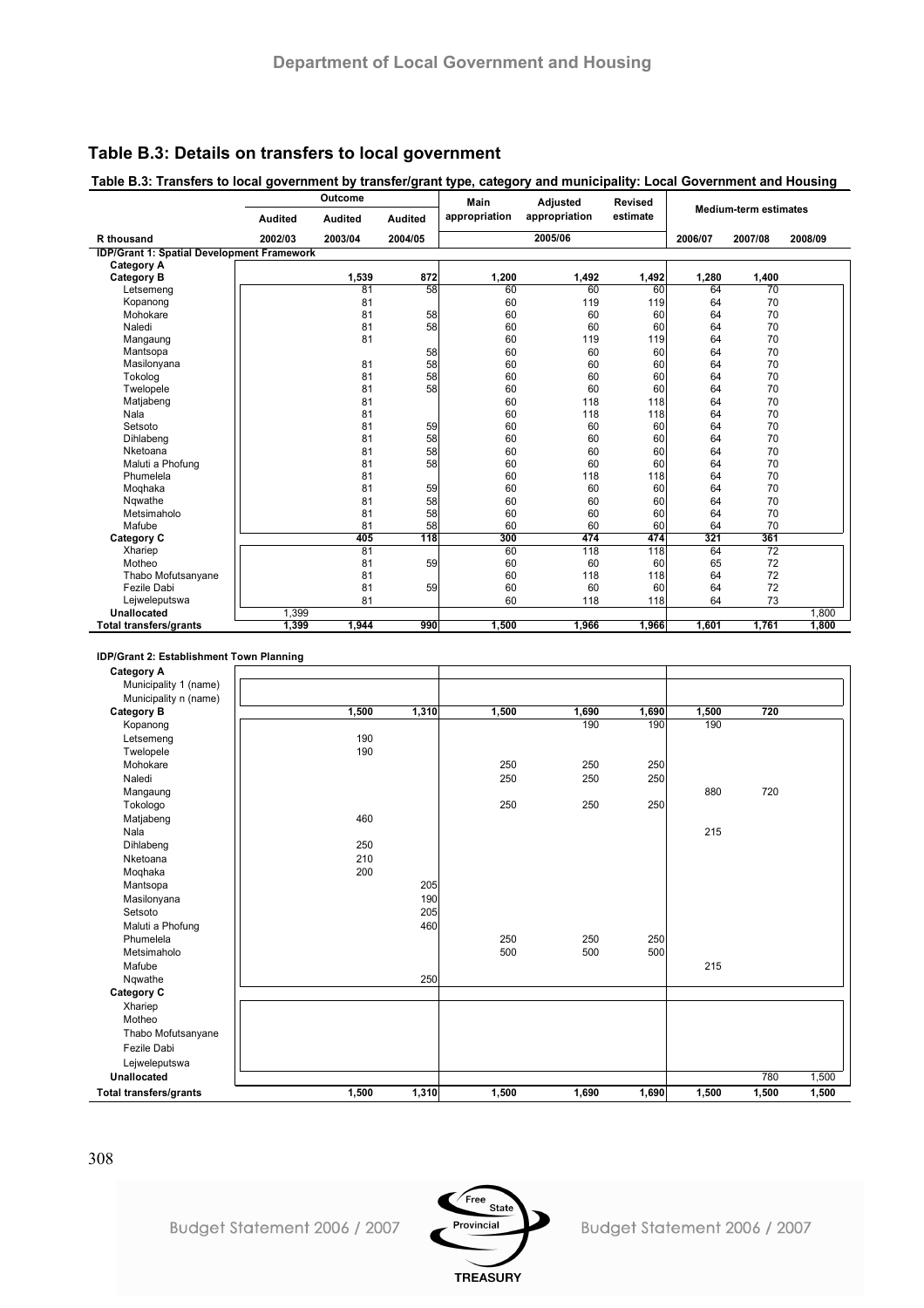## Table B.3: Details on transfers to local government

**Table B.3: Transfers to local government by transfer/grant type, category and municipality: Local Government and Housing**

| R thousand | Outcome | | | Main appropriation | Adjusted appropriation | Revised estimate | Medium-term estimates | | |
|---|---|---|---|---|---|---|---|---|---|
| | Audited | Audited | Audited | | | | | | |
| | 2002/03 | 2003/04 | 2004/05 | 2005/06 | | | 2006/07 | 2007/08 | 2008/09 |
| **IDP/Grant 1: Spatial Development Framework** | | | | | | | | | |
| **Category A** | | | | | | | | | |
| **Category B** | | 1,539 | 872 | 1,200 | 1,492 | 1,492 | 1,280 | 1,400 | |
| Letsemeng | | 81 | 58 | 60 | 60 | 60 | 64 | 70 | |
| Kopanong | | 81 | | 60 | 119 | 119 | 64 | 70 | |
| Mohokare | | 81 | 58 | 60 | 60 | 60 | 64 | 70 | |
| Naledi | | 81 | 58 | 60 | 60 | 60 | 64 | 70 | |
| Mangaung | | 81 | | 60 | 119 | 119 | 64 | 70 | |
| Mantsopa | | | 58 | 60 | 60 | 60 | 64 | 70 | |
| Masilonyana | | 81 | 58 | 60 | 60 | 60 | 64 | 70 | |
| Tokolog | | 81 | 58 | 60 | 60 | 60 | 64 | 70 | |
| Twelopele | | 81 | 58 | 60 | 60 | 60 | 64 | 70 | |
| Matjabeng | | 81 | | 60 | 118 | 118 | 64 | 70 | |
| Nala | | 81 | | 60 | 118 | 118 | 64 | 70 | |
| Setsoto | | 81 | 59 | 60 | 60 | 60 | 64 | 70 | |
| Dihlabeng | | 81 | 58 | 60 | 60 | 60 | 64 | 70 | |
| Nketoana | | 81 | 58 | 60 | 60 | 60 | 64 | 70 | |
| Maluti a Phofung | | 81 | 58 | 60 | 60 | 60 | 64 | 70 | |
| Phumelela | | 81 | | 60 | 118 | 118 | 64 | 70 | |
| Moqhaka | | 81 | 59 | 60 | 60 | 60 | 64 | 70 | |
| Nqwathe | | 81 | 58 | 60 | 60 | 60 | 64 | 70 | |
| Metsimaholo | | 81 | 58 | 60 | 60 | 60 | 64 | 70 | |
| Mafube | | 81 | 58 | 60 | 60 | 60 | 64 | 70 | |
| **Category C** | | 405 | 118 | 300 | 474 | 474 | 321 | 361 | |
| Xhariep | | 81 | | 60 | 118 | 118 | 64 | 72 | |
| Motheo | | 81 | 59 | 60 | 60 | 60 | 65 | 72 | |
| Thabo Mofutsanyane | | 81 | | 60 | 118 | 118 | 64 | 72 | |
| Fezile Dabi | | 81 | 59 | 60 | 60 | 60 | 64 | 72 | |
| Lejweleputswa | | 81 | | 60 | 118 | 118 | 64 | 73 | |
| **Unallocated** | 1,399 | | | | | | | | 1,800 |
| **Total transfers/grants** | 1,399 | 1,944 | 990 | 1,500 | 1,966 | 1,966 | 1,601 | 1,761 | 1,800 |

| R thousand | 2002/03 | 2003/04 | 2004/05 | Main appropriation | Adjusted appropriation | Revised estimate | 2006/07 | 2007/08 | 2008/09 |
|---|---|---|---|---|---|---|---|---|---|
| **IDP/Grant 2: Establishment Town Planning** | | | | | | | | | |
| **Category A** | | | | | | | | | |
| Municipality 1 (name) | | | | | | | | | |
| Municipality n (name) | | | | | | | | | |
| **Category B** | | 1,500 | 1,310 | 1,500 | 1,690 | 1,690 | 1,500 | 720 | |
| Kopanong | | | | | 190 | 190 | 190 | | |
| Letsemeng | | 190 | | | | | | | |
| Twelopele | | 190 | | | | | | | |
| Mohokare | | | | 250 | 250 | 250 | | | |
| Naledi | | | | 250 | 250 | 250 | | | |
| Mangaung | | | | | | | 880 | 720 | |
| Tokologo | | | | 250 | 250 | 250 | | | |
| Matjabeng | | 460 | | | | | | | |
| Nala | | | | | | | 215 | | |
| Dihlabeng | | 250 | | | | | | | |
| Nketoana | | 210 | | | | | | | |
| Moqhaka | | 200 | | | | | | | |
| Mantsopa | | | 205 | | | | | | |
| Masilonyana | | | 190 | | | | | | |
| Setsoto | | | 205 | | | | | | |
| Maluti a Phofung | | | 460 | | | | | | |
| Phumelela | | | | 250 | 250 | 250 | | | |
| Metsimaholo | | | | 500 | 500 | 500 | | | |
| Mafube | | | | | | | 215 | | |
| Nqwathe | | | 250 | | | | | | |
| **Category C** | | | | | | | | | |
| Xhariep | | | | | | | | | |
| Motheo | | | | | | | | | |
| Thabo Mofutsanyane | | | | | | | | | |
| Fezile Dabi | | | | | | | | | |
| Lejweleputswa | | | | | | | | | |
| **Unallocated** | | | | | | | | 780 | 1,500 |
| **Total transfers/grants** | | 1,500 | 1,310 | 1,500 | 1,690 | 1,690 | 1,500 | 1,500 | 1,500 |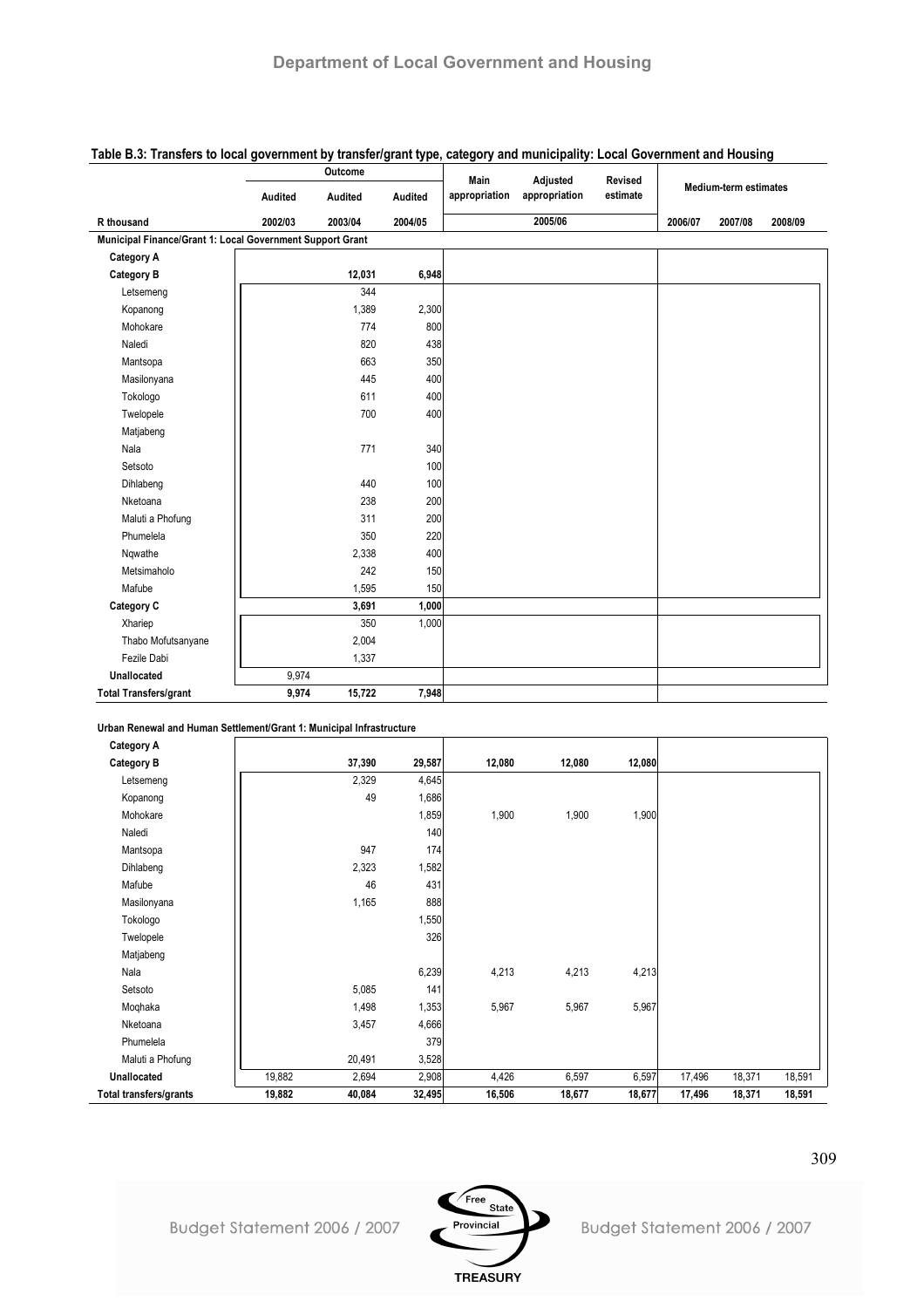## Table B.3: Transfers to local government by transfer/grant type, category and municipality: Local Government and Housing

| R thousand | Outcome | | | Main appropriation | Adjusted appropriation | Revised estimate | Medium-term estimates | | |
|---|---|---|---|---|---|---|---|---|---|
| | Audited | Audited | Audited | | | | | | |
| | 2002/03 | 2003/04 | 2004/05 | 2005/06 | | | 2006/07 | 2007/08 | 2008/09 |
| **Municipal Finance/Grant 1: Local Government Support Grant** | | | | | | | | | |
| **Category A** | | | | | | | | | |
| **Category B** | | 12,031 | 6,948 | | | | | | |
| Letsemeng | | 344 | | | | | | | |
| Kopanong | | 1,389 | 2,300 | | | | | | |
| Mohokare | | 774 | 800 | | | | | | |
| Naledi | | 820 | 438 | | | | | | |
| Mantsopa | | 663 | 350 | | | | | | |
| Masilonyana | | 445 | 400 | | | | | | |
| Tokologo | | 611 | 400 | | | | | | |
| Twelopele | | 700 | 400 | | | | | | |
| Matjabeng | | | | | | | | | |
| Nala | | 771 | 340 | | | | | | |
| Setsoto | | | 100 | | | | | | |
| Dihlabeng | | 440 | 100 | | | | | | |
| Nketoana | | 238 | 200 | | | | | | |
| Maluti a Phofung | | 311 | 200 | | | | | | |
| Phumelela | | 350 | 220 | | | | | | |
| Nqwathe | | 2,338 | 400 | | | | | | |
| Metsimaholo | | 242 | 150 | | | | | | |
| Mafube | | 1,595 | 150 | | | | | | |
| **Category C** | | 3,691 | 1,000 | | | | | | |
| Xhariep | | 350 | 1,000 | | | | | | |
| Thabo Mofutsanyane | | 2,004 | | | | | | | |
| Fezile Dabi | | 1,337 | | | | | | | |
| **Unallocated** | 9,974 | | | | | | | | |
| **Total Transfers/grant** | 9,974 | 15,722 | 7,948 | | | | | | |

**Urban Renewal and Human Settlement/Grant 1: Municipal Infrastructure**

| R thousand | 2002/03 | 2003/04 | 2004/05 | Main appropriation | Adjusted appropriation | Revised estimate | 2006/07 | 2007/08 | 2008/09 |
|---|---|---|---|---|---|---|---|---|---|
| **Category A** | | | | | | | | | |
| **Category B** | | 37,390 | 29,587 | 12,080 | 12,080 | 12,080 | | | |
| Letsemeng | | 2,329 | 4,645 | | | | | | |
| Kopanong | | 49 | 1,686 | | | | | | |
| Mohokare | | | 1,859 | 1,900 | 1,900 | 1,900 | | | |
| Naledi | | | 140 | | | | | | |
| Mantsopa | | 947 | 174 | | | | | | |
| Dihlabeng | | 2,323 | 1,582 | | | | | | |
| Mafube | | 46 | 431 | | | | | | |
| Masilonyana | | 1,165 | 888 | | | | | | |
| Tokologo | | | 1,550 | | | | | | |
| Twelopele | | | 326 | | | | | | |
| Matjabeng | | | | | | | | | |
| Nala | | | 6,239 | 4,213 | 4,213 | 4,213 | | | |
| Setsoto | | 5,085 | 141 | | | | | | |
| Moqhaka | | 1,498 | 1,353 | 5,967 | 5,967 | 5,967 | | | |
| Nketoana | | 3,457 | 4,666 | | | | | | |
| Phumelela | | | 379 | | | | | | |
| Maluti a Phofung | | 20,491 | 3,528 | | | | | | |
| **Unallocated** | 19,882 | 2,694 | 2,908 | 4,426 | 6,597 | 6,597 | 17,496 | 18,371 | 18,591 |
| **Total transfers/grants** | 19,882 | 40,084 | 32,495 | 16,506 | 18,677 | 18,677 | 17,496 | 18,371 | 18,591 |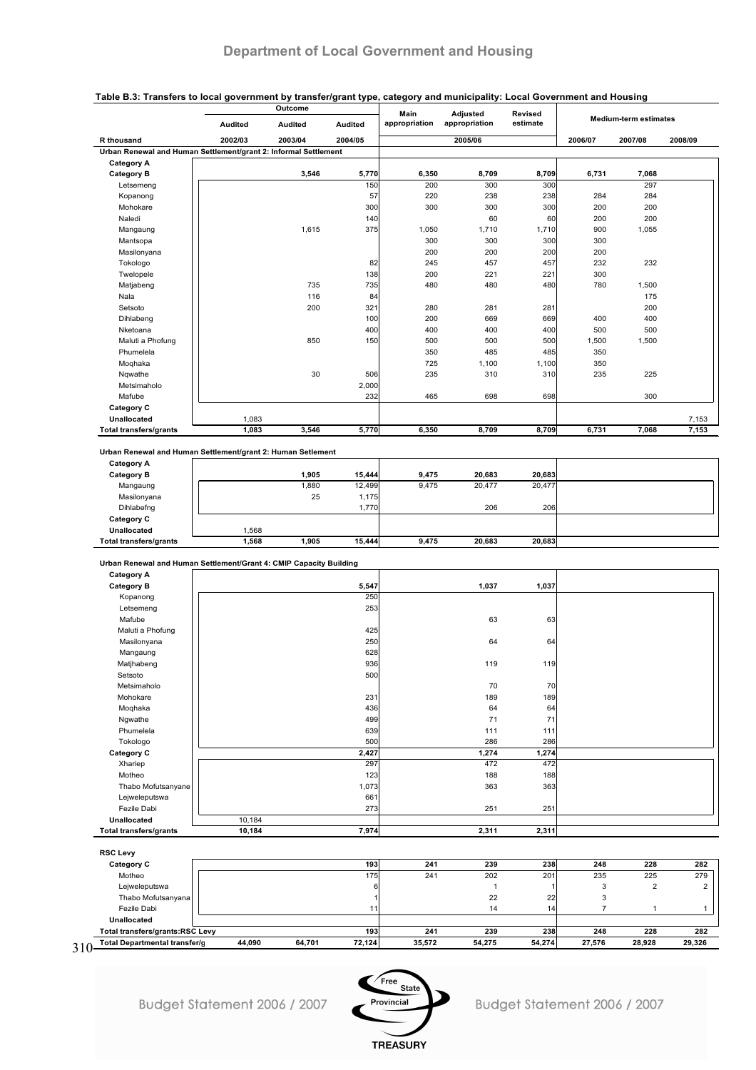## Table B.3: Transfers to local government by transfer/grant type, category and municipality: Local Government and Housing

| R thousand | Outcome | | | Main appropriation | Adjusted appropriation | Revised estimate | Medium-term estimates | | |
|---|---|---|---|---|---|---|---|---|---|
| | Audited | Audited | Audited | | | | | | |
| | 2002/03 | 2003/04 | 2004/05 | | 2005/06 | | 2006/07 | 2007/08 | 2008/09 |
| **Urban Renewal and Human Settlement/grant 2: Informal Settlement** | | | | | | | | | |
| **Category A** | | | | | | | | | |
| **Category B** | | 3,546 | 5,770 | 6,350 | 8,709 | 8,709 | 6,731 | 7,068 | |
| Letsemeng | | | 150 | 200 | 300 | 300 | | 297 | |
| Kopanong | | | 57 | 220 | 238 | 238 | 284 | 284 | |
| Mohokare | | | 300 | 300 | 300 | 300 | 200 | 200 | |
| Naledi | | | 140 | | 60 | 60 | 200 | 200 | |
| Mangaung | | 1,615 | 375 | 1,050 | 1,710 | 1,710 | 900 | 1,055 | |
| Mantsopa | | | | 300 | 300 | 300 | 300 | | |
| Masilonyana | | | | 200 | 200 | 200 | 200 | | |
| Tokologo | | | 82 | 245 | 457 | 457 | 232 | 232 | |
| Twelopele | | | 138 | 200 | 221 | 221 | 300 | | |
| Matjabeng | | 735 | 735 | 480 | 480 | 480 | 780 | 1,500 | |
| Nala | | 116 | 84 | | | | | 175 | |
| Setsoto | | 200 | 321 | 280 | 281 | 281 | | 200 | |
| Dihlabeng | | | 100 | 200 | 669 | 669 | 400 | 400 | |
| Nketoana | | | 400 | 400 | 400 | 400 | 500 | 500 | |
| Maluti a Phofung | | 850 | 150 | 500 | 500 | 500 | 1,500 | 1,500 | |
| Phumelela | | | | 350 | 485 | 485 | 350 | | |
| Moqhaka | | | | 725 | 1,100 | 1,100 | 350 | | |
| Nqwathe | | 30 | 506 | 235 | 310 | 310 | 235 | 225 | |
| Metsimaholo | | | 2,000 | | | | | | |
| Mafube | | | 232 | 465 | 698 | 698 | | 300 | |
| **Category C** | | | | | | | | | |
| **Unallocated** | 1,083 | | | | | | | | 7,153 |
| **Total transfers/grants** | 1,083 | 3,546 | 5,770 | 6,350 | 8,709 | 8,709 | 6,731 | 7,068 | 7,153 |
| **Urban Renewal and Human Settlement/grant 2: Human Setlement** | | | | | | | | | |
| **Category A** | | | | | | | | | |
| **Category B** | | 1,905 | 15,444 | 9,475 | 20,683 | 20,683 | | | |
| Mangaung | | 1,880 | 12,499 | 9,475 | 20,477 | 20,477 | | | |
| Masilonyana | | 25 | 1,175 | | | | | | |
| Dihlabefng | | | 1,770 | | 206 | 206 | | | |
| **Category C** | | | | | | | | | |
| **Unallocated** | 1,568 | | | | | | | | |
| **Total transfers/grants** | 1,568 | 1,905 | 15,444 | 9,475 | 20,683 | 20,683 | | | |
| **Urban Renewal and Human Settlement/Grant 4: CMIP Capacity Building** | | | | | | | | | |
| **Category A** | | | | | | | | | |
| **Category B** | | | 5,547 | | 1,037 | 1,037 | | | |
| Kopanong | | | 250 | | | | | | |
| Letsemeng | | | 253 | | | | | | |
| Mafube | | | | | 63 | 63 | | | |
| Maluti a Phofung | | | 425 | | | | | | |
| Masilonyana | | | 250 | | 64 | 64 | | | |
| Mangaung | | | 628 | | | | | | |
| Matjhabeng | | | 936 | | 119 | 119 | | | |
| Setsoto | | | 500 | | | | | | |
| Metsimaholo | | | | | 70 | 70 | | | |
| Mohokare | | | 231 | | 189 | 189 | | | |
| Moqhaka | | | 436 | | 64 | 64 | | | |
| Ngwathe | | | 499 | | 71 | 71 | | | |
| Phumelela | | | 639 | | 111 | 111 | | | |
| Tokologo | | | 500 | | 286 | 286 | | | |
| **Category C** | | | 2,427 | | 1,274 | 1,274 | | | |
| Xhariep | | | 297 | | 472 | 472 | | | |
| Motheo | | | 123 | | 188 | 188 | | | |
| Thabo Mofutsanyane | | | 1,073 | | 363 | 363 | | | |
| Lejweleputswa | | | 661 | | | | | | |
| Fezile Dabi | | | 273 | | 251 | 251 | | | |
| **Unallocated** | 10,184 | | | | | | | | |
| **Total transfers/grants** | 10,184 | | 7,974 | | 2,311 | 2,311 | | | |
| **RSC Levy** | | | | | | | | | |
| **Category C** | | | 193 | 241 | 239 | 238 | 248 | 228 | 282 |
| Motheo | | | 175 | 241 | 202 | 201 | 235 | 225 | 279 |
| Lejweleputswa | | | 6 | | 1 | 1 | 3 | 2 | 2 |
| Thabo Mofutsanyana | | | 1 | | 22 | 22 | 3 | | |
| Fezile Dabi | | | 11 | | 14 | 14 | 7 | 1 | 1 |
| **Unallocated** | | | | | | | | | |
| **Total transfers/grants:RSC Levy** | | | 193 | 241 | 239 | 238 | 248 | 228 | 282 |
| **Total Departmental transfer/g** | 44,090 | 64,701 | 72,124 | 35,572 | 54,275 | 54,274 | 27,576 | 28,928 | 29,326 |